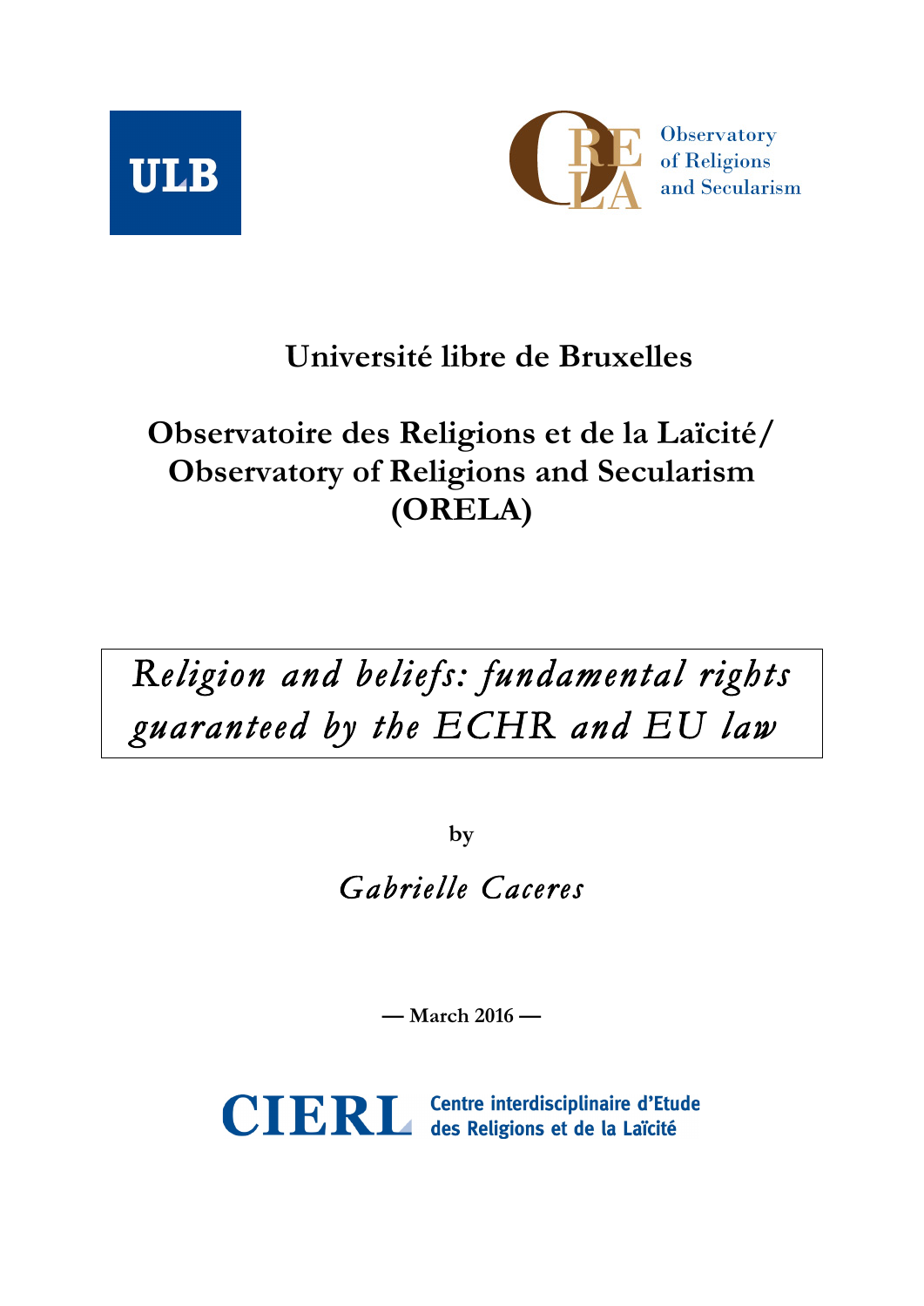ULB

Observatory of Religions and Secularism

**Université libre de Bruxelles**

**Observatoire des Religions et de la Laïcité/ Observatory of Religions and Secularism (ORELA)**

# *Religion and beliefs: fundamental rights guaranteed by the ECHR and EU law*

**by**

*Gabrielle Caceres*

**— March 2016 —**

CIERL Centre interdisciplinaire d'Etude des Religions et de la Laïcité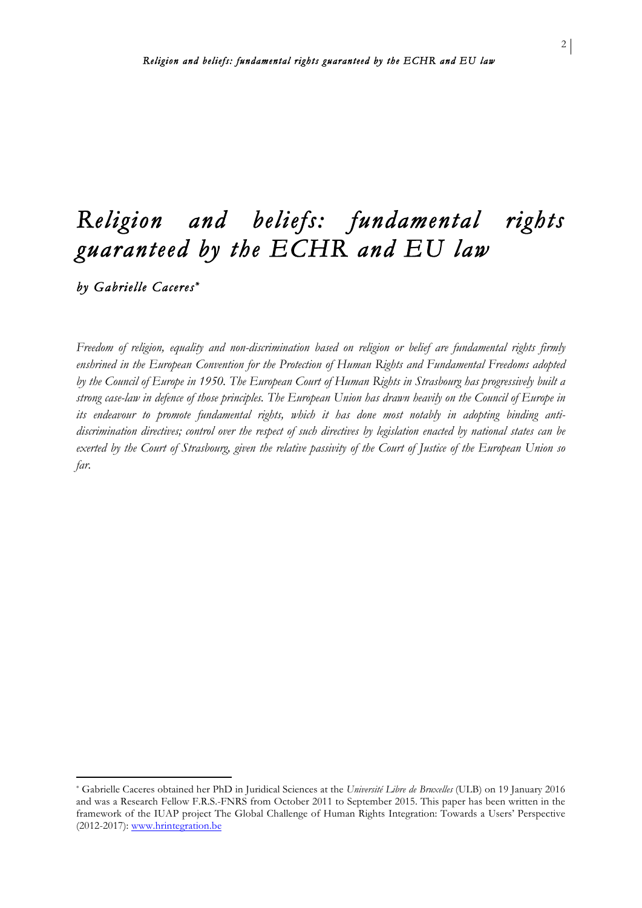# *Religion and beliefs: fundamental rights guaranteed by the ECHR and EU law*

*by Gabrielle Caceres*[*]

*Freedom of religion, equality and non-discrimination based on religion or belief are fundamental rights firmly enshrined in the European Convention for the Protection of Human Rights and Fundamental Freedoms adopted by the Council of Europe in 1950. The European Court of Human Rights in Strasbourg has progressively built a strong case-law in defence of those principles. The European Union has drawn heavily on the Council of Europe in its endeavour to promote fundamental rights, which it has done most notably in adopting binding anti-discrimination directives; control over the respect of such directives by legislation enacted by national states can be exerted by the Court of Strasbourg, given the relative passivity of the Court of Justice of the European Union so far.*

---

[*] Gabrielle Caceres obtained her PhD in Juridical Sciences at the *Université Libre de Bruxelles* (ULB) on 19 January 2016 and was a Research Fellow F.R.S.-FNRS from October 2011 to September 2015. This paper has been written in the framework of the IUAP project The Global Challenge of Human Rights Integration: Towards a Users' Perspective (2012-2017): www.hrintegration.be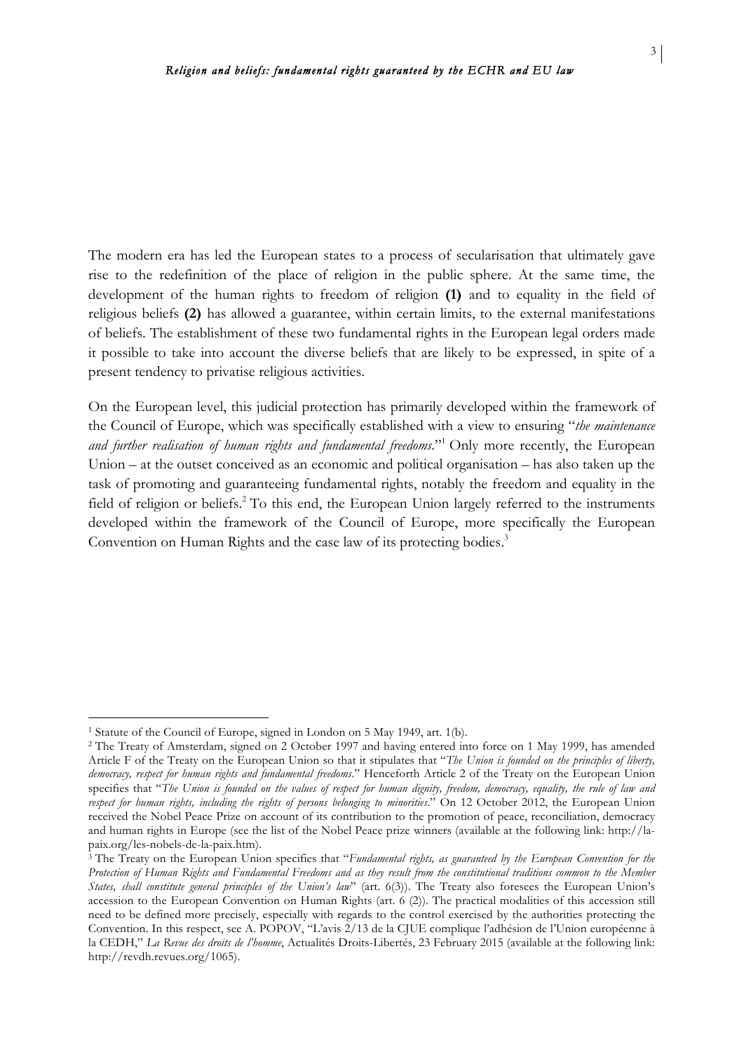The modern era has led the European states to a process of secularisation that ultimately gave rise to the redefinition of the place of religion in the public sphere. At the same time, the development of the human rights to freedom of religion **(1)** and to equality in the field of religious beliefs **(2)** has allowed a guarantee, within certain limits, to the external manifestations of beliefs. The establishment of these two fundamental rights in the European legal orders made it possible to take into account the diverse beliefs that are likely to be expressed, in spite of a present tendency to privatise religious activities.

On the European level, this judicial protection has primarily developed within the framework of the Council of Europe, which was specifically established with a view to ensuring "*the maintenance and further realisation of human rights and fundamental freedoms*."[1] Only more recently, the European Union – at the outset conceived as an economic and political organisation – has also taken up the task of promoting and guaranteeing fundamental rights, notably the freedom and equality in the field of religion or beliefs.[2] To this end, the European Union largely referred to the instruments developed within the framework of the Council of Europe, more specifically the European Convention on Human Rights and the case law of its protecting bodies.[3]

---

[1] Statute of the Council of Europe, signed in London on 5 May 1949, art. 1(b).

[2] The Treaty of Amsterdam, signed on 2 October 1997 and having entered into force on 1 May 1999, has amended Article F of the Treaty on the European Union so that it stipulates that "*The Union is founded on the principles of liberty, democracy, respect for human rights and fundamental freedoms*." Henceforth Article 2 of the Treaty on the European Union specifies that "*The Union is founded on the values of respect for human dignity, freedom, democracy, equality, the rule of law and respect for human rights, including the rights of persons belonging to minorities*." On 12 October 2012, the European Union received the Nobel Peace Prize on account of its contribution to the promotion of peace, reconciliation, democracy and human rights in Europe (see the list of the Nobel Peace prize winners (available at the following link: http://la-paix.org/les-nobels-de-la-paix.htm).

[3] The Treaty on the European Union specifies that "*Fundamental rights, as guaranteed by the European Convention for the Protection of Human Rights and Fundamental Freedoms and as they result from the constitutional traditions common to the Member States, shall constitute general principles of the Union's law*" (art. 6(3)). The Treaty also foresees the European Union's accession to the European Convention on Human Rights (art. 6 (2)). The practical modalities of this accession still need to be defined more precisely, especially with regards to the control exercised by the authorities protecting the Convention. In this respect, see A. POPOV, "L'avis 2/13 de la CJUE complique l'adhésion de l'Union européenne à la CEDH," *La Revue des droits de l'homme*, Actualités Droits-Libertés, 23 February 2015 (available at the following link: http://revdh.revues.org/1065).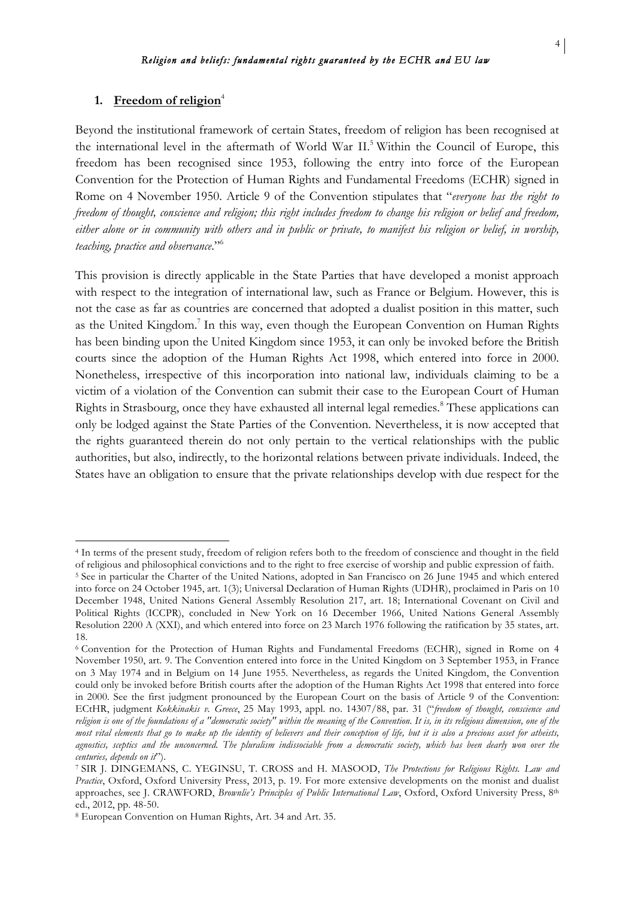## 1. Freedom of religion[4]

Beyond the institutional framework of certain States, freedom of religion has been recognised at the international level in the aftermath of World War II.[5] Within the Council of Europe, this freedom has been recognised since 1953, following the entry into force of the European Convention for the Protection of Human Rights and Fundamental Freedoms (ECHR) signed in Rome on 4 November 1950. Article 9 of the Convention stipulates that "*everyone has the right to freedom of thought, conscience and religion; this right includes freedom to change his religion or belief and freedom, either alone or in community with others and in public or private, to manifest his religion or belief, in worship, teaching, practice and observance*."[6]

This provision is directly applicable in the State Parties that have developed a monist approach with respect to the integration of international law, such as France or Belgium. However, this is not the case as far as countries are concerned that adopted a dualist position in this matter, such as the United Kingdom.[7] In this way, even though the European Convention on Human Rights has been binding upon the United Kingdom since 1953, it can only be invoked before the British courts since the adoption of the Human Rights Act 1998, which entered into force in 2000. Nonetheless, irrespective of this incorporation into national law, individuals claiming to be a victim of a violation of the Convention can submit their case to the European Court of Human Rights in Strasbourg, once they have exhausted all internal legal remedies.[8] These applications can only be lodged against the State Parties of the Convention. Nevertheless, it is now accepted that the rights guaranteed therein do not only pertain to the vertical relationships with the public authorities, but also, indirectly, to the horizontal relations between private individuals. Indeed, the States have an obligation to ensure that the private relationships develop with due respect for the

---

[4] In terms of the present study, freedom of religion refers both to the freedom of conscience and thought in the field of religious and philosophical convictions and to the right to free exercise of worship and public expression of faith.

[5] See in particular the Charter of the United Nations, adopted in San Francisco on 26 June 1945 and which entered into force on 24 October 1945, art. 1(3); Universal Declaration of Human Rights (UDHR), proclaimed in Paris on 10 December 1948, United Nations General Assembly Resolution 217, art. 18; International Covenant on Civil and Political Rights (ICCPR), concluded in New York on 16 December 1966, United Nations General Assembly Resolution 2200 A (XXI), and which entered into force on 23 March 1976 following the ratification by 35 states, art. 18.

[6] Convention for the Protection of Human Rights and Fundamental Freedoms (ECHR), signed in Rome on 4 November 1950, art. 9. The Convention entered into force in the United Kingdom on 3 September 1953, in France on 3 May 1974 and in Belgium on 14 June 1955. Nevertheless, as regards the United Kingdom, the Convention could only be invoked before British courts after the adoption of the Human Rights Act 1998 that entered into force in 2000. See the first judgment pronounced by the European Court on the basis of Article 9 of the Convention: ECtHR, judgment *Kokkinakis v. Greece*, 25 May 1993, appl. no. 14307/88, par. 31 ("*freedom of thought, conscience and religion is one of the foundations of a "democratic society" within the meaning of the Convention. It is, in its religious dimension, one of the most vital elements that go to make up the identity of believers and their conception of life, but it is also a precious asset for atheists, agnostics, sceptics and the unconcerned. The pluralism indissociable from a democratic society, which has been dearly won over the centuries, depends on it*").

[7] SIR J. DINGEMANS, C. YEGINSU, T. CROSS and H. MASOOD, *The Protections for Religious Rights. Law and Practice*, Oxford, Oxford University Press, 2013, p. 19. For more extensive developments on the monist and dualist approaches, see J. CRAWFORD, *Brownlie's Principles of Public International Law*, Oxford, Oxford University Press, 8th ed., 2012, pp. 48-50.

[8] European Convention on Human Rights, Art. 34 and Art. 35.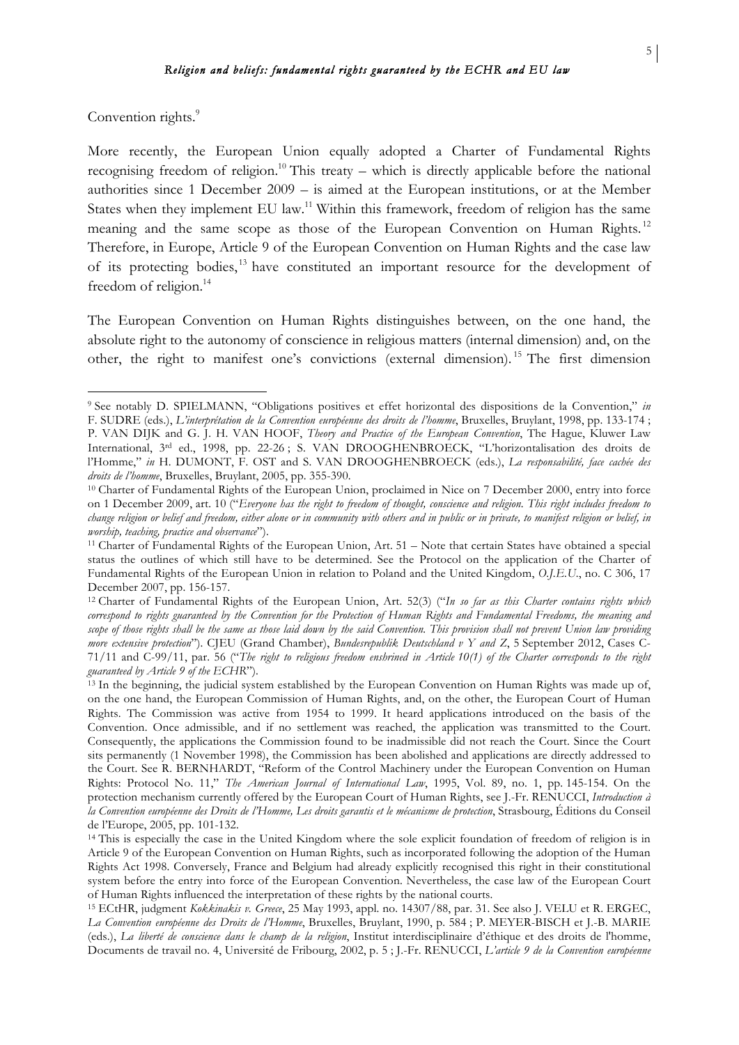Convention rights.[9]

More recently, the European Union equally adopted a Charter of Fundamental Rights recognising freedom of religion.[10] This treaty – which is directly applicable before the national authorities since 1 December 2009 – is aimed at the European institutions, or at the Member States when they implement EU law.[11] Within this framework, freedom of religion has the same meaning and the same scope as those of the European Convention on Human Rights.[12] Therefore, in Europe, Article 9 of the European Convention on Human Rights and the case law of its protecting bodies,[13] have constituted an important resource for the development of freedom of religion.[14]

The European Convention on Human Rights distinguishes between, on the one hand, the absolute right to the autonomy of conscience in religious matters (internal dimension) and, on the other, the right to manifest one's convictions (external dimension).[15] The first dimension

---

[9] See notably D. SPIELMANN, "Obligations positives et effet horizontal des dispositions de la Convention," *in* F. SUDRE (eds.), *L'interprétation de la Convention européenne des droits de l'homme*, Bruxelles, Bruylant, 1998, pp. 133-174 ; P. VAN DIJK and G. J. H. VAN HOOF, *Theory and Practice of the European Convention*, The Hague, Kluwer Law International, 3rd ed., 1998, pp. 22-26 ; S. VAN DROOGHENBROECK, "L'horizontalisation des droits de l'Homme," *in* H. DUMONT, F. OST and S. VAN DROOGHENBROECK (eds.), *La responsabilité, face cachée des droits de l'homme*, Bruxelles, Bruylant, 2005, pp. 355-390.

[10] Charter of Fundamental Rights of the European Union, proclaimed in Nice on 7 December 2000, entry into force on 1 December 2009, art. 10 ("*Everyone has the right to freedom of thought, conscience and religion. This right includes freedom to change religion or belief and freedom, either alone or in community with others and in public or in private, to manifest religion or belief, in worship, teaching, practice and observance*").

[11] Charter of Fundamental Rights of the European Union, Art. 51 – Note that certain States have obtained a special status the outlines of which still have to be determined. See the Protocol on the application of the Charter of Fundamental Rights of the European Union in relation to Poland and the United Kingdom, *O.J.E.U.*, no. C 306, 17 December 2007, pp. 156-157.

[12] Charter of Fundamental Rights of the European Union, Art. 52(3) ("*In so far as this Charter contains rights which correspond to rights guaranteed by the Convention for the Protection of Human Rights and Fundamental Freedoms, the meaning and scope of those rights shall be the same as those laid down by the said Convention. This provision shall not prevent Union law providing more extensive protection*"). CJEU (Grand Chamber), *Bundesrepublik Deutschland v Y and Z*, 5 September 2012, Cases C-71/11 and C-99/11, par. 56 ("*The right to religious freedom enshrined in Article 10(1) of the Charter corresponds to the right guaranteed by Article 9 of the ECHR*").

[13] In the beginning, the judicial system established by the European Convention on Human Rights was made up of, on the one hand, the European Commission of Human Rights, and, on the other, the European Court of Human Rights. The Commission was active from 1954 to 1999. It heard applications introduced on the basis of the Convention. Once admissible, and if no settlement was reached, the application was transmitted to the Court. Consequently, the applications the Commission found to be inadmissible did not reach the Court. Since the Court sits permanently (1 November 1998), the Commission has been abolished and applications are directly addressed to the Court. See R. BERNHARDT, "Reform of the Control Machinery under the European Convention on Human Rights: Protocol No. 11," *The American Journal of International Law*, 1995, Vol. 89, no. 1, pp. 145-154. On the protection mechanism currently offered by the European Court of Human Rights, see J.-Fr. RENUCCI, *Introduction à la Convention européenne des Droits de l'Homme, Les droits garantis et le mécanisme de protection*, Strasbourg, Éditions du Conseil de l'Europe, 2005, pp. 101-132.

[14] This is especially the case in the United Kingdom where the sole explicit foundation of freedom of religion is in Article 9 of the European Convention on Human Rights, such as incorporated following the adoption of the Human Rights Act 1998. Conversely, France and Belgium had already explicitly recognised this right in their constitutional system before the entry into force of the European Convention. Nevertheless, the case law of the European Court of Human Rights influenced the interpretation of these rights by the national courts.

[15] ECtHR, judgment *Kokkinakis v. Greece*, 25 May 1993, appl. no. 14307/88, par. 31. See also J. VELU et R. ERGEC, *La Convention européenne des Droits de l'Homme*, Bruxelles, Bruylant, 1990, p. 584 ; P. MEYER-BISCH et J.-B. MARIE (eds.), *La liberté de conscience dans le champ de la religion*, Institut interdisciplinaire d'éthique et des droits de l'homme, Documents de travail no. 4, Université de Fribourg, 2002, p. 5 ; J.-Fr. RENUCCI, *L'article 9 de la Convention européenne*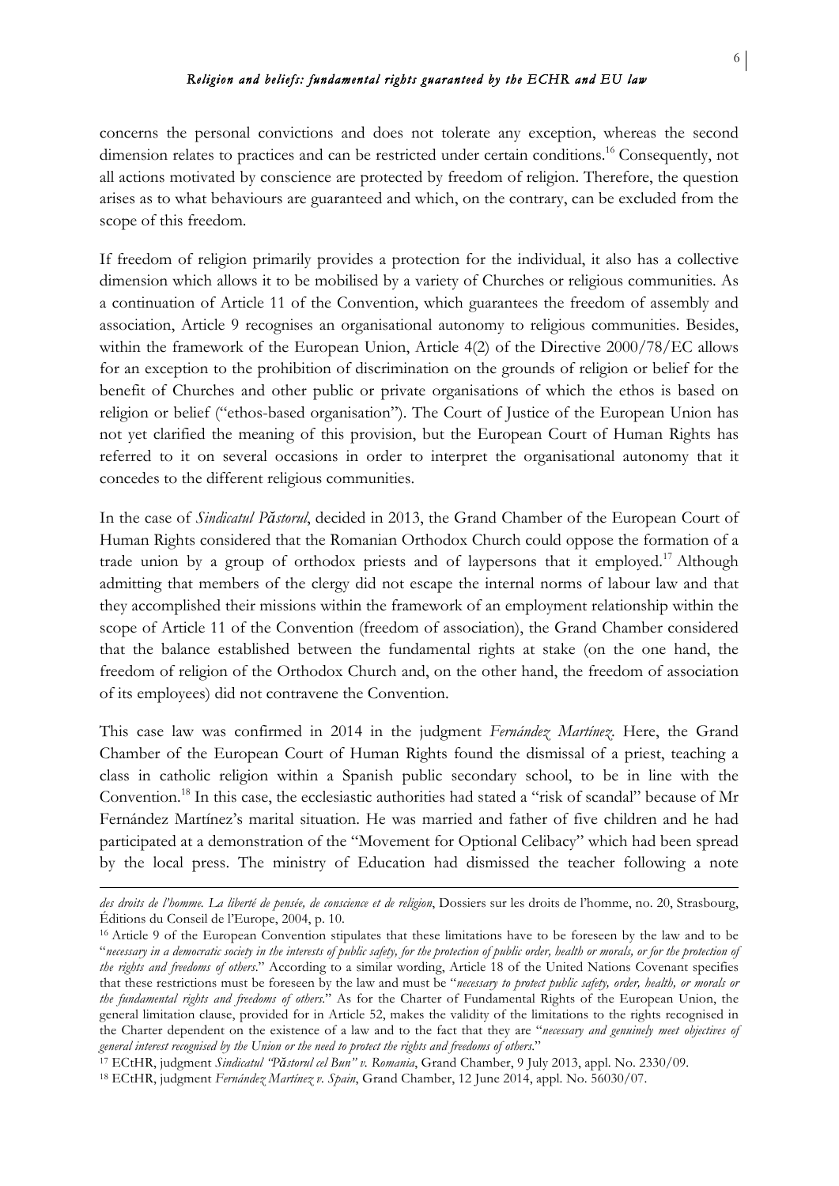concerns the personal convictions and does not tolerate any exception, whereas the second dimension relates to practices and can be restricted under certain conditions.[16] Consequently, not all actions motivated by conscience are protected by freedom of religion. Therefore, the question arises as to what behaviours are guaranteed and which, on the contrary, can be excluded from the scope of this freedom.

If freedom of religion primarily provides a protection for the individual, it also has a collective dimension which allows it to be mobilised by a variety of Churches or religious communities. As a continuation of Article 11 of the Convention, which guarantees the freedom of assembly and association, Article 9 recognises an organisational autonomy to religious communities. Besides, within the framework of the European Union, Article 4(2) of the Directive 2000/78/EC allows for an exception to the prohibition of discrimination on the grounds of religion or belief for the benefit of Churches and other public or private organisations of which the ethos is based on religion or belief ("ethos-based organisation"). The Court of Justice of the European Union has not yet clarified the meaning of this provision, but the European Court of Human Rights has referred to it on several occasions in order to interpret the organisational autonomy that it concedes to the different religious communities.

In the case of *Sindicatul Păstorul*, decided in 2013, the Grand Chamber of the European Court of Human Rights considered that the Romanian Orthodox Church could oppose the formation of a trade union by a group of orthodox priests and of laypersons that it employed.[17] Although admitting that members of the clergy did not escape the internal norms of labour law and that they accomplished their missions within the framework of an employment relationship within the scope of Article 11 of the Convention (freedom of association), the Grand Chamber considered that the balance established between the fundamental rights at stake (on the one hand, the freedom of religion of the Orthodox Church and, on the other hand, the freedom of association of its employees) did not contravene the Convention.

This case law was confirmed in 2014 in the judgment *Fernández Martínez*. Here, the Grand Chamber of the European Court of Human Rights found the dismissal of a priest, teaching a class in catholic religion within a Spanish public secondary school, to be in line with the Convention.[18] In this case, the ecclesiastic authorities had stated a "risk of scandal" because of Mr Fernández Martínez's marital situation. He was married and father of five children and he had participated at a demonstration of the "Movement for Optional Celibacy" which had been spread by the local press. The ministry of Education had dismissed the teacher following a note

---

*des droits de l'homme. La liberté de pensée, de conscience et de religion*, Dossiers sur les droits de l'homme, no. 20, Strasbourg, Éditions du Conseil de l'Europe, 2004, p. 10.

[16] Article 9 of the European Convention stipulates that these limitations have to be foreseen by the law and to be "*necessary in a democratic society in the interests of public safety, for the protection of public order, health or morals, or for the protection of the rights and freedoms of others*." According to a similar wording, Article 18 of the United Nations Covenant specifies that these restrictions must be foreseen by the law and must be "*necessary to protect public safety, order, health, or morals or the fundamental rights and freedoms of others*." As for the Charter of Fundamental Rights of the European Union, the general limitation clause, provided for in Article 52, makes the validity of the limitations to the rights recognised in the Charter dependent on the existence of a law and to the fact that they are "*necessary and genuinely meet objectives of general interest recognised by the Union or the need to protect the rights and freedoms of others*."

[17] ECtHR, judgment *Sindicatul "Păstorul cel Bun" v. Romania*, Grand Chamber, 9 July 2013, appl. No. 2330/09.

[18] ECtHR, judgment *Fernández Martínez v. Spain*, Grand Chamber, 12 June 2014, appl. No. 56030/07.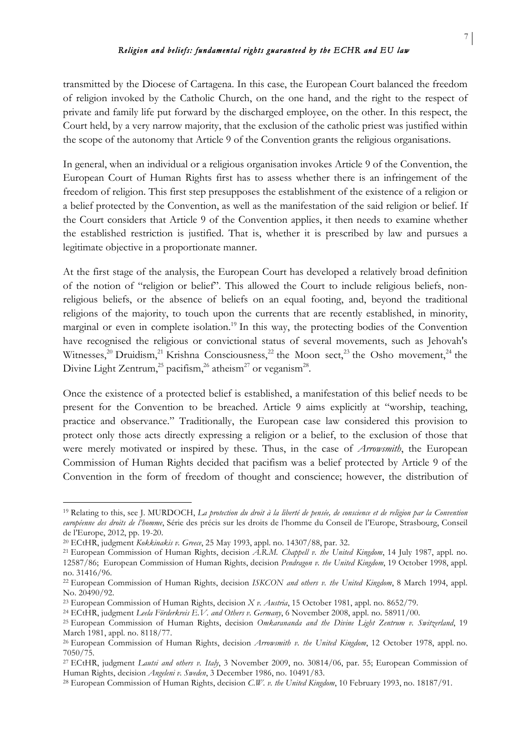transmitted by the Diocese of Cartagena. In this case, the European Court balanced the freedom of religion invoked by the Catholic Church, on the one hand, and the right to the respect of private and family life put forward by the discharged employee, on the other. In this respect, the Court held, by a very narrow majority, that the exclusion of the catholic priest was justified within the scope of the autonomy that Article 9 of the Convention grants the religious organisations.

In general, when an individual or a religious organisation invokes Article 9 of the Convention, the European Court of Human Rights first has to assess whether there is an infringement of the freedom of religion. This first step presupposes the establishment of the existence of a religion or a belief protected by the Convention, as well as the manifestation of the said religion or belief. If the Court considers that Article 9 of the Convention applies, it then needs to examine whether the established restriction is justified. That is, whether it is prescribed by law and pursues a legitimate objective in a proportionate manner.

At the first stage of the analysis, the European Court has developed a relatively broad definition of the notion of "religion or belief". This allowed the Court to include religious beliefs, non-religious beliefs, or the absence of beliefs on an equal footing, and, beyond the traditional religions of the majority, to touch upon the currents that are recently established, in minority, marginal or even in complete isolation.[19] In this way, the protecting bodies of the Convention have recognised the religious or convictional status of several movements, such as Jehovah's Witnesses,[20] Druidism,[21] Krishna Consciousness,[22] the Moon sect,[23] the Osho movement,[24] the Divine Light Zentrum,[25] pacifism,[26] atheism[27] or veganism[28].

Once the existence of a protected belief is established, a manifestation of this belief needs to be present for the Convention to be breached. Article 9 aims explicitly at "worship, teaching, practice and observance." Traditionally, the European case law considered this provision to protect only those acts directly expressing a religion or a belief, to the exclusion of those that were merely motivated or inspired by these. Thus, in the case of *Arrowsmith*, the European Commission of Human Rights decided that pacifism was a belief protected by Article 9 of the Convention in the form of freedom of thought and conscience; however, the distribution of

---

[19] Relating to this, see J. MURDOCH, *La protection du droit à la liberté de pensée, de conscience et de religion par la Convention européenne des droits de l'homme*, Série des précis sur les droits de l'homme du Conseil de l'Europe, Strasbourg, Conseil de l'Europe, 2012, pp. 19-20.

[20] ECtHR, judgment *Kokkinakis v. Greece*, 25 May 1993, appl. no. 14307/88, par. 32.

[21] European Commission of Human Rights, decision *A.R.M. Chappell v. the United Kingdom*, 14 July 1987, appl. no. 12587/86; European Commission of Human Rights, decision *Pendragon v. the United Kingdom*, 19 October 1998, appl. no. 31416/96.

[22] European Commission of Human Rights, decision *ISKCON and others v. the United Kingdom*, 8 March 1994, appl. No. 20490/92.

[23] European Commission of Human Rights, decision *X v. Austria*, 15 October 1981, appl. no. 8652/79.

[24] ECtHR, judgment *Leela Förderkreis E.V. and Others v. Germany*, 6 November 2008, appl. no. 58911/00.

[25] European Commission of Human Rights, decision *Omkarananda and the Divine Light Zentrum v. Switzerland*, 19 March 1981, appl. no. 8118/77.

[26] European Commission of Human Rights, decision *Arrowsmith v. the United Kingdom*, 12 October 1978, appl. no. 7050/75.

[27] ECtHR, judgment *Lautsi and others v. Italy*, 3 November 2009, no. 30814/06, par. 55; European Commission of Human Rights, decision *Angeleni v. Sweden*, 3 December 1986, no. 10491/83.

[28] European Commission of Human Rights, decision *C.W. v. the United Kingdom*, 10 February 1993, no. 18187/91.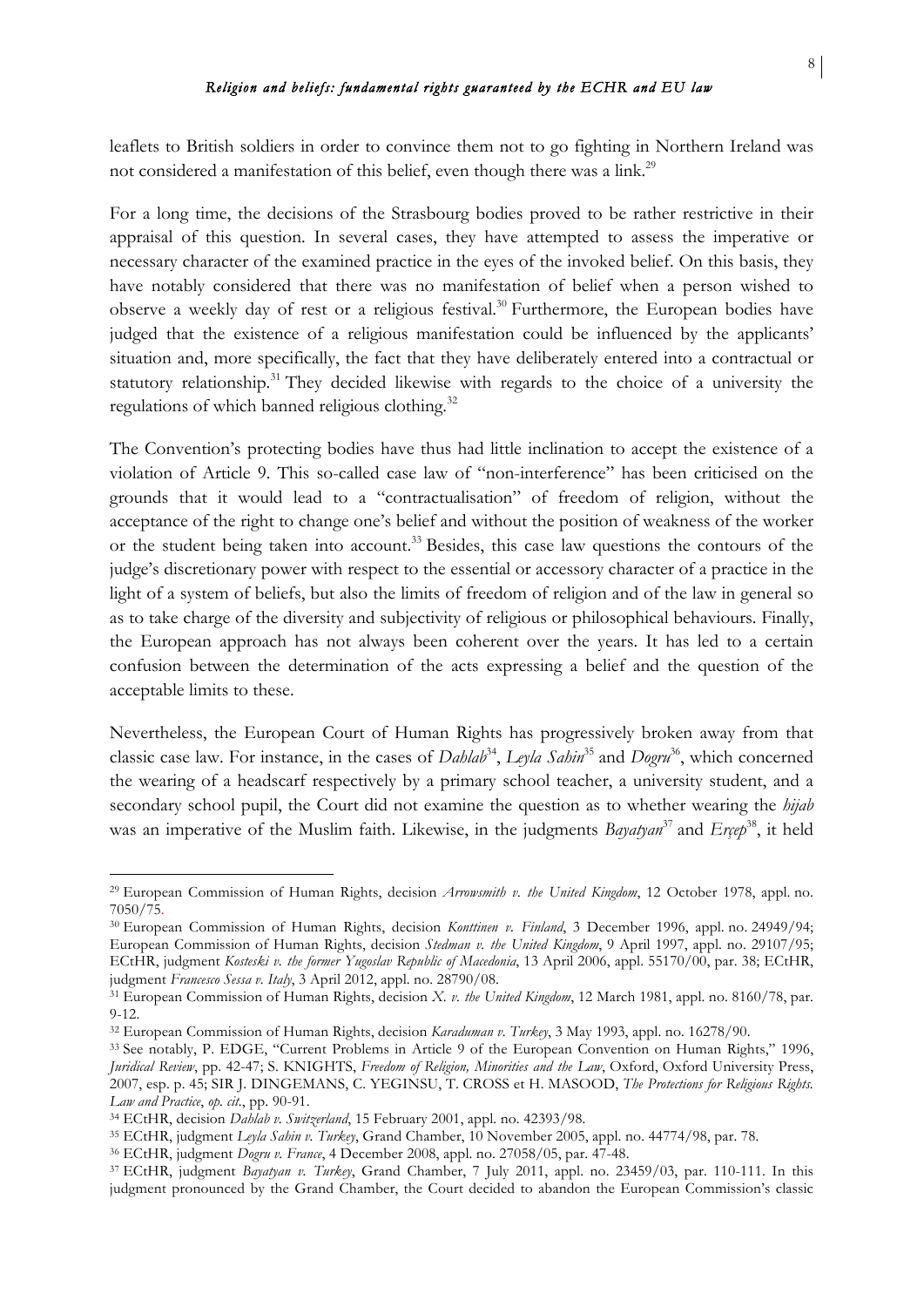leaflets to British soldiers in order to convince them not to go fighting in Northern Ireland was not considered a manifestation of this belief, even though there was a link.[29]

For a long time, the decisions of the Strasbourg bodies proved to be rather restrictive in their appraisal of this question. In several cases, they have attempted to assess the imperative or necessary character of the examined practice in the eyes of the invoked belief. On this basis, they have notably considered that there was no manifestation of belief when a person wished to observe a weekly day of rest or a religious festival.[30] Furthermore, the European bodies have judged that the existence of a religious manifestation could be influenced by the applicants' situation and, more specifically, the fact that they have deliberately entered into a contractual or statutory relationship.[31] They decided likewise with regards to the choice of a university the regulations of which banned religious clothing.[32]

The Convention's protecting bodies have thus had little inclination to accept the existence of a violation of Article 9. This so-called case law of "non-interference" has been criticised on the grounds that it would lead to a "contractualisation" of freedom of religion, without the acceptance of the right to change one's belief and without the position of weakness of the worker or the student being taken into account.[33] Besides, this case law questions the contours of the judge's discretionary power with respect to the essential or accessory character of a practice in the light of a system of beliefs, but also the limits of freedom of religion and of the law in general so as to take charge of the diversity and subjectivity of religious or philosophical behaviours. Finally, the European approach has not always been coherent over the years. It has led to a certain confusion between the determination of the acts expressing a belief and the question of the acceptable limits to these.

Nevertheless, the European Court of Human Rights has progressively broken away from that classic case law. For instance, in the cases of *Dahlab*[34], *Leyla Sahin*[35] and *Dogru*[36], which concerned the wearing of a headscarf respectively by a primary school teacher, a university student, and a secondary school pupil, the Court did not examine the question as to whether wearing the *hijab* was an imperative of the Muslim faith. Likewise, in the judgments *Bayatyan*[37] and *Erçep*[38], it held

---

[29] European Commission of Human Rights, decision *Arrowsmith v. the United Kingdom*, 12 October 1978, appl. no. 7050/75.

[30] European Commission of Human Rights, decision *Konttinen v. Finland*, 3 December 1996, appl. no. 24949/94; European Commission of Human Rights, decision *Stedman v. the United Kingdom*, 9 April 1997, appl. no. 29107/95; ECtHR, judgment *Kosteski v. the former Yugoslav Republic of Macedonia*, 13 April 2006, appl. 55170/00, par. 38; ECtHR, judgment *Francesco Sessa v. Italy*, 3 April 2012, appl. no. 28790/08.

[31] European Commission of Human Rights, decision *X. v. the United Kingdom*, 12 March 1981, appl. no. 8160/78, par. 9-12.

[32] European Commission of Human Rights, decision *Karaduman v. Turkey*, 3 May 1993, appl. no. 16278/90.

[33] See notably, P. EDGE, "Current Problems in Article 9 of the European Convention on Human Rights," 1996, *Juridical Review*, pp. 42-47; S. KNIGHTS, *Freedom of Religion, Minorities and the Law*, Oxford, Oxford University Press, 2007, esp. p. 45; SIR J. DINGEMANS, C. YEGINSU, T. CROSS et H. MASOOD, *The Protections for Religious Rights. Law and Practice*, *op. cit.*, pp. 90-91.

[34] ECtHR, decision *Dahlab v. Switzerland*, 15 February 2001, appl. no. 42393/98.

[35] ECtHR, judgment *Leyla Sahin v. Turkey*, Grand Chamber, 10 November 2005, appl. no. 44774/98, par. 78.

[36] ECtHR, judgment *Dogru v. France*, 4 December 2008, appl. no. 27058/05, par. 47-48.

[37] ECtHR, judgment *Bayatyan v. Turkey*, Grand Chamber, 7 July 2011, appl. no. 23459/03, par. 110-111. In this judgment pronounced by the Grand Chamber, the Court decided to abandon the European Commission's classic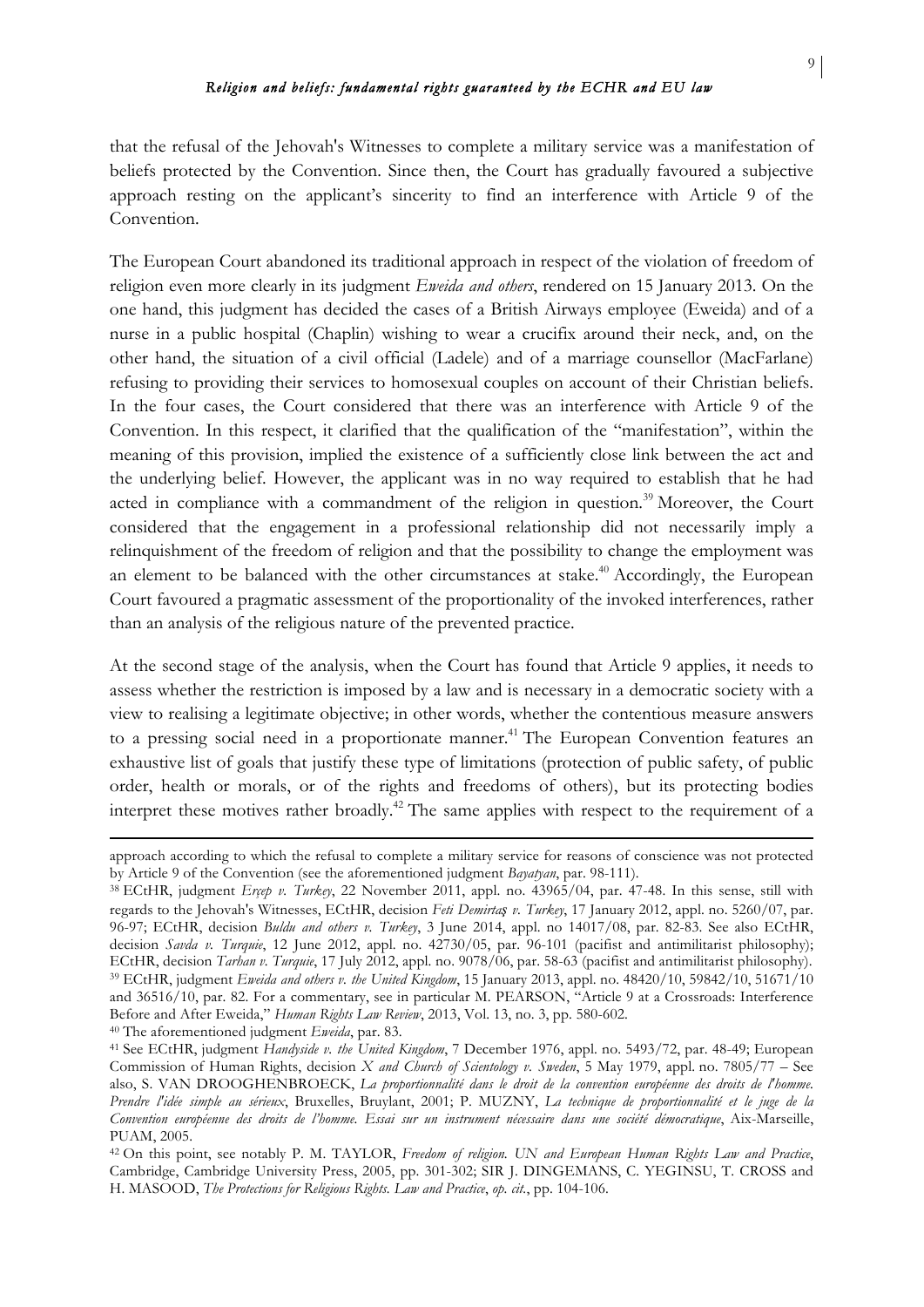that the refusal of the Jehovah's Witnesses to complete a military service was a manifestation of beliefs protected by the Convention. Since then, the Court has gradually favoured a subjective approach resting on the applicant's sincerity to find an interference with Article 9 of the Convention.

The European Court abandoned its traditional approach in respect of the violation of freedom of religion even more clearly in its judgment *Eweida and others*, rendered on 15 January 2013. On the one hand, this judgment has decided the cases of a British Airways employee (Eweida) and of a nurse in a public hospital (Chaplin) wishing to wear a crucifix around their neck, and, on the other hand, the situation of a civil official (Ladele) and of a marriage counsellor (MacFarlane) refusing to providing their services to homosexual couples on account of their Christian beliefs. In the four cases, the Court considered that there was an interference with Article 9 of the Convention. In this respect, it clarified that the qualification of the "manifestation", within the meaning of this provision, implied the existence of a sufficiently close link between the act and the underlying belief. However, the applicant was in no way required to establish that he had acted in compliance with a commandment of the religion in question.[39] Moreover, the Court considered that the engagement in a professional relationship did not necessarily imply a relinquishment of the freedom of religion and that the possibility to change the employment was an element to be balanced with the other circumstances at stake.[40] Accordingly, the European Court favoured a pragmatic assessment of the proportionality of the invoked interferences, rather than an analysis of the religious nature of the prevented practice.

At the second stage of the analysis, when the Court has found that Article 9 applies, it needs to assess whether the restriction is imposed by a law and is necessary in a democratic society with a view to realising a legitimate objective; in other words, whether the contentious measure answers to a pressing social need in a proportionate manner.[41] The European Convention features an exhaustive list of goals that justify these type of limitations (protection of public safety, of public order, health or morals, or of the rights and freedoms of others), but its protecting bodies interpret these motives rather broadly.[42] The same applies with respect to the requirement of a

---

approach according to which the refusal to complete a military service for reasons of conscience was not protected by Article 9 of the Convention (see the aforementioned judgment *Bayatyan*, par. 98-111).

[38] ECtHR, judgment *Erçep v. Turkey*, 22 November 2011, appl. no. 43965/04, par. 47-48. In this sense, still with regards to the Jehovah's Witnesses, ECtHR, decision *Feti Demirtaş v. Turkey*, 17 January 2012, appl. no. 5260/07, par. 96-97; ECtHR, decision *Buldu and others v. Turkey*, 3 June 2014, appl. no 14017/08, par. 82-83. See also ECtHR, decision *Savda v. Turquie*, 12 June 2012, appl. no. 42730/05, par. 96-101 (pacifist and antimilitarist philosophy); ECtHR, decision *Tarhan v. Turquie*, 17 July 2012, appl. no. 9078/06, par. 58-63 (pacifist and antimilitarist philosophy).

[39] ECtHR, judgment *Eweida and others v. the United Kingdom*, 15 January 2013, appl. no. 48420/10, 59842/10, 51671/10 and 36516/10, par. 82. For a commentary, see in particular M. PEARSON, "Article 9 at a Crossroads: Interference Before and After Eweida," *Human Rights Law Review*, 2013, Vol. 13, no. 3, pp. 580-602.

[40] The aforementioned judgment *Eweida*, par. 83.

[41] See ECtHR, judgment *Handyside v. the United Kingdom*, 7 December 1976, appl. no. 5493/72, par. 48-49; European Commission of Human Rights, decision *X and Church of Scientology v. Sweden*, 5 May 1979, appl. no. 7805/77 – See also, S. VAN DROOGHENBROECK, *La proportionnalité dans le droit de la convention européenne des droits de l'homme. Prendre l'idée simple au sérieux*, Bruxelles, Bruylant, 2001; P. MUZNY, *La technique de proportionnalité et le juge de la Convention européenne des droits de l'homme. Essai sur un instrument nécessaire dans une société démocratique*, Aix-Marseille, PUAM, 2005.

[42] On this point, see notably P. M. TAYLOR, *Freedom of religion. UN and European Human Rights Law and Practice*, Cambridge, Cambridge University Press, 2005, pp. 301-302; SIR J. DINGEMANS, C. YEGINSU, T. CROSS and H. MASOOD, *The Protections for Religious Rights. Law and Practice*, *op. cit.*, pp. 104-106.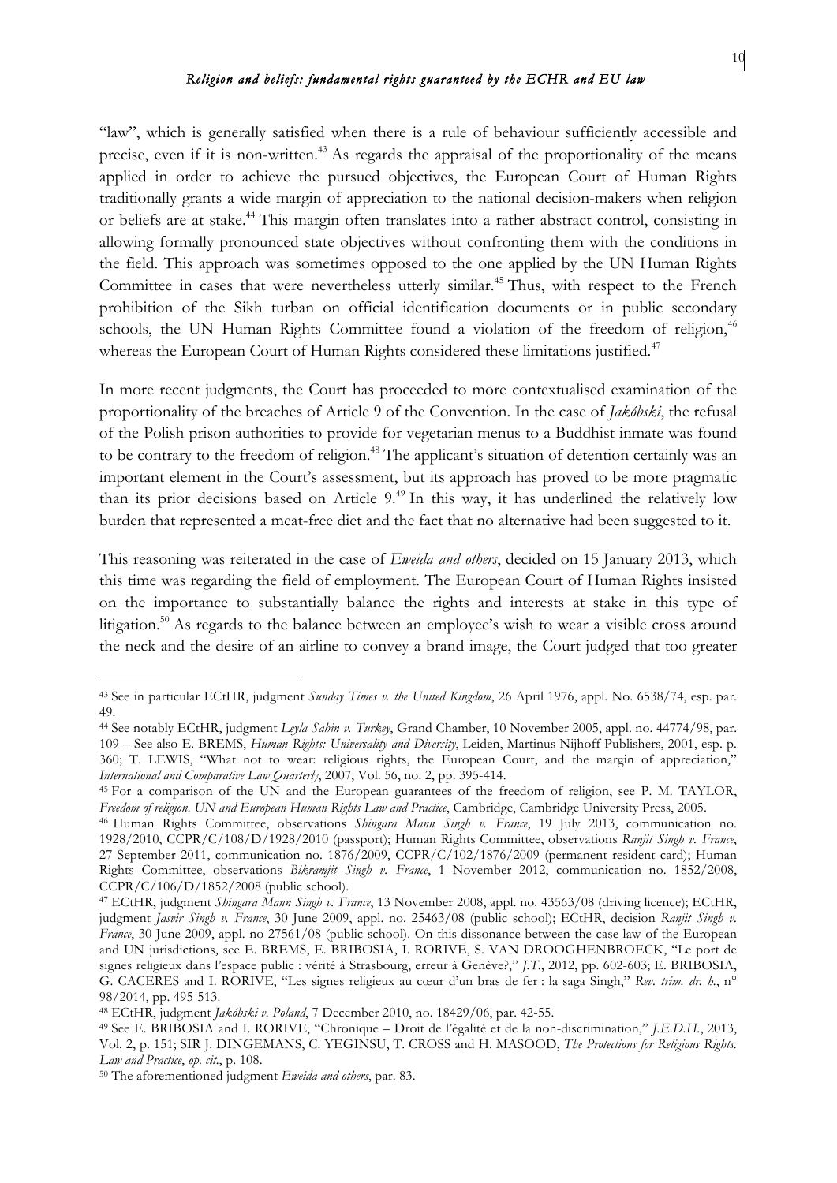"law", which is generally satisfied when there is a rule of behaviour sufficiently accessible and precise, even if it is non-written.[43] As regards the appraisal of the proportionality of the means applied in order to achieve the pursued objectives, the European Court of Human Rights traditionally grants a wide margin of appreciation to the national decision-makers when religion or beliefs are at stake.[44] This margin often translates into a rather abstract control, consisting in allowing formally pronounced state objectives without confronting them with the conditions in the field. This approach was sometimes opposed to the one applied by the UN Human Rights Committee in cases that were nevertheless utterly similar.[45] Thus, with respect to the French prohibition of the Sikh turban on official identification documents or in public secondary schools, the UN Human Rights Committee found a violation of the freedom of religion,[46] whereas the European Court of Human Rights considered these limitations justified.[47]

In more recent judgments, the Court has proceeded to more contextualised examination of the proportionality of the breaches of Article 9 of the Convention. In the case of *Jakóbski*, the refusal of the Polish prison authorities to provide for vegetarian menus to a Buddhist inmate was found to be contrary to the freedom of religion.[48] The applicant's situation of detention certainly was an important element in the Court's assessment, but its approach has proved to be more pragmatic than its prior decisions based on Article 9.[49] In this way, it has underlined the relatively low burden that represented a meat-free diet and the fact that no alternative had been suggested to it.

This reasoning was reiterated in the case of *Eweida and others*, decided on 15 January 2013, which this time was regarding the field of employment. The European Court of Human Rights insisted on the importance to substantially balance the rights and interests at stake in this type of litigation.[50] As regards to the balance between an employee's wish to wear a visible cross around the neck and the desire of an airline to convey a brand image, the Court judged that too greater

---

[43] See in particular ECtHR, judgment *Sunday Times v. the United Kingdom*, 26 April 1976, appl. No. 6538/74, esp. par. 49.

[44] See notably ECtHR, judgment *Leyla Sahin v. Turkey*, Grand Chamber, 10 November 2005, appl. no. 44774/98, par. 109 – See also E. BREMS, *Human Rights: Universality and Diversity*, Leiden, Martinus Nijhoff Publishers, 2001, esp. p. 360; T. LEWIS, "What not to wear: religious rights, the European Court, and the margin of appreciation," *International and Comparative Law Quarterly*, 2007, Vol. 56, no. 2, pp. 395-414.

[45] For a comparison of the UN and the European guarantees of the freedom of religion, see P. M. TAYLOR, *Freedom of religion. UN and European Human Rights Law and Practice*, Cambridge, Cambridge University Press, 2005.

[46] Human Rights Committee, observations *Shingara Mann Singh v. France*, 19 July 2013, communication no. 1928/2010, CCPR/C/108/D/1928/2010 (passport); Human Rights Committee, observations *Ranjit Singh v. France*, 27 September 2011, communication no. 1876/2009, CCPR/C/102/1876/2009 (permanent resident card); Human Rights Committee, observations *Bikramjit Singh v. France*, 1 November 2012, communication no. 1852/2008, CCPR/C/106/D/1852/2008 (public school).

[47] ECtHR, judgment *Shingara Mann Singh v. France*, 13 November 2008, appl. no. 43563/08 (driving licence); ECtHR, judgment *Jasvir Singh v. France*, 30 June 2009, appl. no. 25463/08 (public school); ECtHR, decision *Ranjit Singh v. France*, 30 June 2009, appl. no 27561/08 (public school). On this dissonance between the case law of the European and UN jurisdictions, see E. BREMS, E. BRIBOSIA, I. RORIVE, S. VAN DROOGHENBROECK, "Le port de signes religieux dans l'espace public : vérité à Strasbourg, erreur à Genève?," *J.T.*, 2012, pp. 602-603; E. BRIBOSIA, G. CACERES and I. RORIVE, "Les signes religieux au cœur d'un bras de fer : la saga Singh," *Rev. trim. dr. h.*, n° 98/2014, pp. 495-513.

[48] ECtHR, judgment *Jakóbski v. Poland*, 7 December 2010, no. 18429/06, par. 42-55.

[49] See E. BRIBOSIA and I. RORIVE, "Chronique – Droit de l'égalité et de la non-discrimination," *J.E.D.H.*, 2013, Vol. 2, p. 151; SIR J. DINGEMANS, C. YEGINSU, T. CROSS and H. MASOOD, *The Protections for Religious Rights. Law and Practice*, *op. cit.*, p. 108.

[50] The aforementioned judgment *Eweida and others*, par. 83.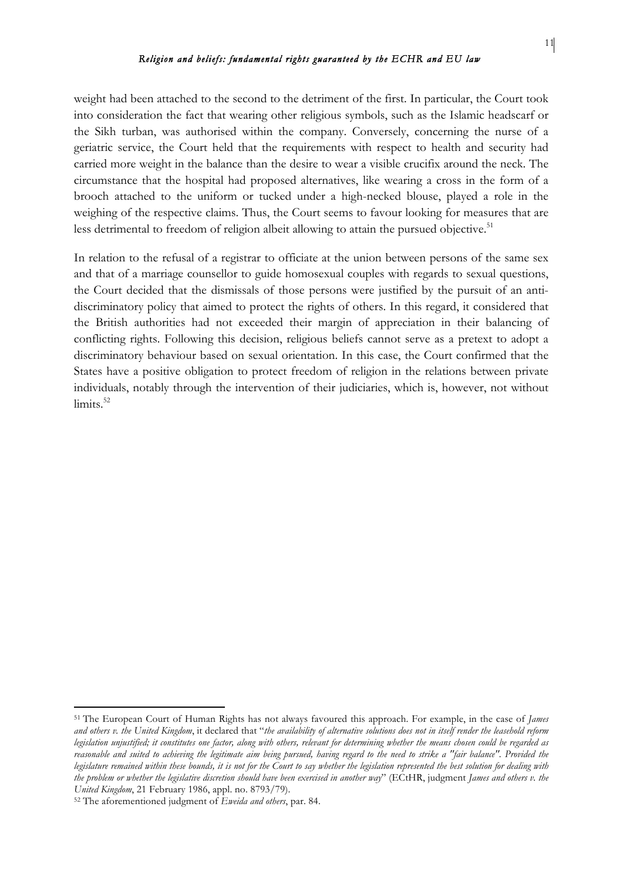weight had been attached to the second to the detriment of the first. In particular, the Court took into consideration the fact that wearing other religious symbols, such as the Islamic headscarf or the Sikh turban, was authorised within the company. Conversely, concerning the nurse of a geriatric service, the Court held that the requirements with respect to health and security had carried more weight in the balance than the desire to wear a visible crucifix around the neck. The circumstance that the hospital had proposed alternatives, like wearing a cross in the form of a brooch attached to the uniform or tucked under a high-necked blouse, played a role in the weighing of the respective claims. Thus, the Court seems to favour looking for measures that are less detrimental to freedom of religion albeit allowing to attain the pursued objective.[51]

In relation to the refusal of a registrar to officiate at the union between persons of the same sex and that of a marriage counsellor to guide homosexual couples with regards to sexual questions, the Court decided that the dismissals of those persons were justified by the pursuit of an anti-discriminatory policy that aimed to protect the rights of others. In this regard, it considered that the British authorities had not exceeded their margin of appreciation in their balancing of conflicting rights. Following this decision, religious beliefs cannot serve as a pretext to adopt a discriminatory behaviour based on sexual orientation. In this case, the Court confirmed that the States have a positive obligation to protect freedom of religion in the relations between private individuals, notably through the intervention of their judiciaries, which is, however, not without limits.[52]

---

[51] The European Court of Human Rights has not always favoured this approach. For example, in the case of *James and others v. the United Kingdom*, it declared that "*the availability of alternative solutions does not in itself render the leasehold reform legislation unjustified; it constitutes one factor, along with others, relevant for determining whether the means chosen could be regarded as reasonable and suited to achieving the legitimate aim being pursued, having regard to the need to strike a "fair balance". Provided the legislature remained within these bounds, it is not for the Court to say whether the legislation represented the best solution for dealing with the problem or whether the legislative discretion should have been exercised in another way*" (ECtHR, judgment *James and others v. the United Kingdom*, 21 February 1986, appl. no. 8793/79).

[52] The aforementioned judgment of *Eweida and others*, par. 84.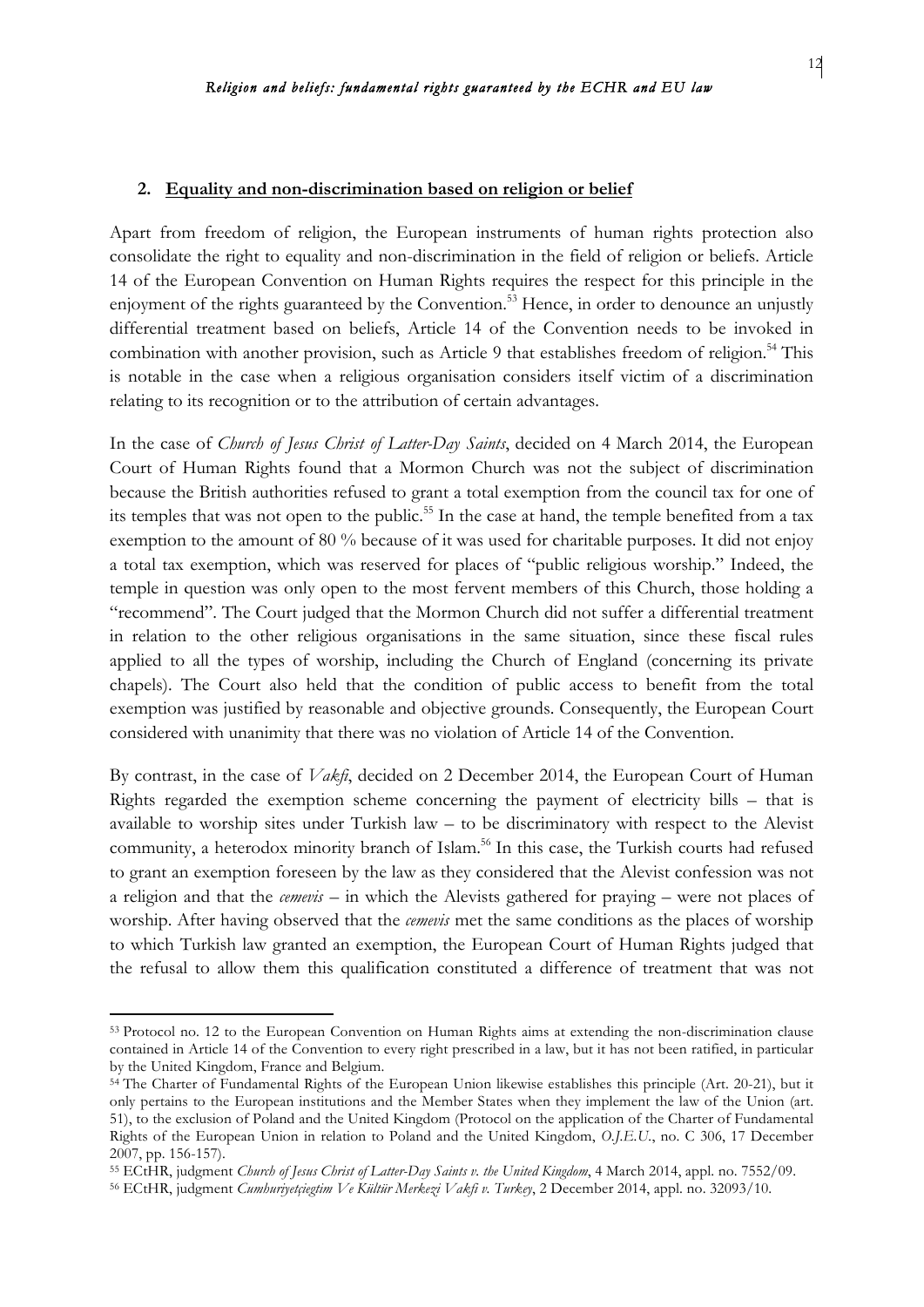## 2. Equality and non-discrimination based on religion or belief

Apart from freedom of religion, the European instruments of human rights protection also consolidate the right to equality and non-discrimination in the field of religion or beliefs. Article 14 of the European Convention on Human Rights requires the respect for this principle in the enjoyment of the rights guaranteed by the Convention.[53] Hence, in order to denounce an unjustly differential treatment based on beliefs, Article 14 of the Convention needs to be invoked in combination with another provision, such as Article 9 that establishes freedom of religion.[54] This is notable in the case when a religious organisation considers itself victim of a discrimination relating to its recognition or to the attribution of certain advantages.

In the case of *Church of Jesus Christ of Latter-Day Saints*, decided on 4 March 2014, the European Court of Human Rights found that a Mormon Church was not the subject of discrimination because the British authorities refused to grant a total exemption from the council tax for one of its temples that was not open to the public.[55] In the case at hand, the temple benefited from a tax exemption to the amount of 80 % because of it was used for charitable purposes. It did not enjoy a total tax exemption, which was reserved for places of "public religious worship." Indeed, the temple in question was only open to the most fervent members of this Church, those holding a "recommend". The Court judged that the Mormon Church did not suffer a differential treatment in relation to the other religious organisations in the same situation, since these fiscal rules applied to all the types of worship, including the Church of England (concerning its private chapels). The Court also held that the condition of public access to benefit from the total exemption was justified by reasonable and objective grounds. Consequently, the European Court considered with unanimity that there was no violation of Article 14 of the Convention.

By contrast, in the case of *Vakfi*, decided on 2 December 2014, the European Court of Human Rights regarded the exemption scheme concerning the payment of electricity bills – that is available to worship sites under Turkish law – to be discriminatory with respect to the Alevist community, a heterodox minority branch of Islam.[56] In this case, the Turkish courts had refused to grant an exemption foreseen by the law as they considered that the Alevist confession was not a religion and that the *cemevis* – in which the Alevists gathered for praying – were not places of worship. After having observed that the *cemevis* met the same conditions as the places of worship to which Turkish law granted an exemption, the European Court of Human Rights judged that the refusal to allow them this qualification constituted a difference of treatment that was not

---

[53] Protocol no. 12 to the European Convention on Human Rights aims at extending the non-discrimination clause contained in Article 14 of the Convention to every right prescribed in a law, but it has not been ratified, in particular by the United Kingdom, France and Belgium.

[54] The Charter of Fundamental Rights of the European Union likewise establishes this principle (Art. 20-21), but it only pertains to the European institutions and the Member States when they implement the law of the Union (art. 51), to the exclusion of Poland and the United Kingdom (Protocol on the application of the Charter of Fundamental Rights of the European Union in relation to Poland and the United Kingdom, *O.J.E.U.*, no. C 306, 17 December 2007, pp. 156-157).

[55] ECtHR, judgment *Church of Jesus Christ of Latter-Day Saints v. the United Kingdom*, 4 March 2014, appl. no. 7552/09.

[56] ECtHR, judgment *Cumhuriyetçiegtim Ve Kültür Merkezi Vakfi v. Turkey*, 2 December 2014, appl. no. 32093/10.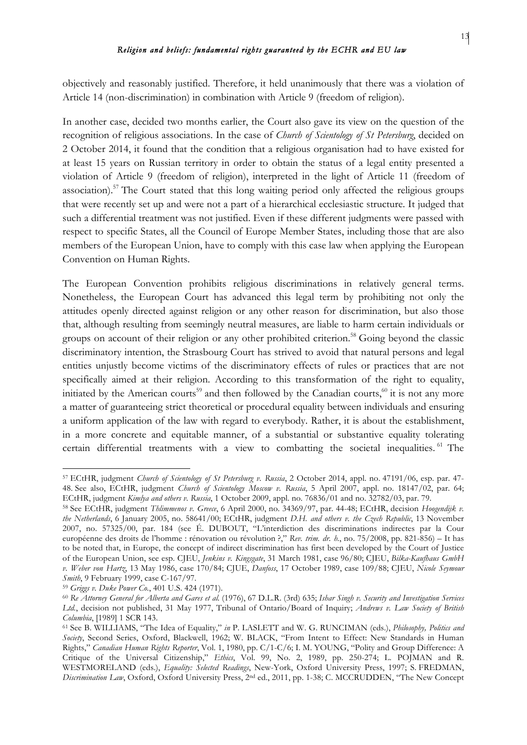objectively and reasonably justified. Therefore, it held unanimously that there was a violation of Article 14 (non-discrimination) in combination with Article 9 (freedom of religion).

In another case, decided two months earlier, the Court also gave its view on the question of the recognition of religious associations. In the case of *Church of Scientology of St Petersburg*, decided on 2 October 2014, it found that the condition that a religious organisation had to have existed for at least 15 years on Russian territory in order to obtain the status of a legal entity presented a violation of Article 9 (freedom of religion), interpreted in the light of Article 11 (freedom of association).[57] The Court stated that this long waiting period only affected the religious groups that were recently set up and were not a part of a hierarchical ecclesiastic structure. It judged that such a differential treatment was not justified. Even if these different judgments were passed with respect to specific States, all the Council of Europe Member States, including those that are also members of the European Union, have to comply with this case law when applying the European Convention on Human Rights.

The European Convention prohibits religious discriminations in relatively general terms. Nonetheless, the European Court has advanced this legal term by prohibiting not only the attitudes openly directed against religion or any other reason for discrimination, but also those that, although resulting from seemingly neutral measures, are liable to harm certain individuals or groups on account of their religion or any other prohibited criterion.[58] Going beyond the classic discriminatory intention, the Strasbourg Court has strived to avoid that natural persons and legal entities unjustly become victims of the discriminatory effects of rules or practices that are not specifically aimed at their religion. According to this transformation of the right to equality, initiated by the American courts[59] and then followed by the Canadian courts,[60] it is not any more a matter of guaranteeing strict theoretical or procedural equality between individuals and ensuring a uniform application of the law with regard to everybody. Rather, it is about the establishment, in a more concrete and equitable manner, of a substantial or substantive equality tolerating certain differential treatments with a view to combatting the societal inequalities.[61] The

---

[57] ECtHR, judgment *Church of Scientology of St Petersburg v. Russia*, 2 October 2014, appl. no. 47191/06, esp. par. 47-48. See also, ECtHR, judgment *Church of Scientology Moscow v. Russia*, 5 April 2007, appl. no. 18147/02, par. 64; ECtHR, judgment *Kimlya and others v. Russia*, 1 October 2009, appl. no. 76836/01 and no. 32782/03, par. 79.

[58] See ECtHR, judgment *Thlimmenos v. Greece*, 6 April 2000, no. 34369/97, par. 44-48; ECtHR, decision *Hoogendijk v. the Netherlands*, 6 January 2005, no. 58641/00; ECtHR, judgment *D.H. and others v. the Czech Republic*, 13 November 2007, no. 57325/00, par. 184 (see É. DUBOUT, "L'interdiction des discriminations indirectes par la Cour européenne des droits de l'homme : rénovation ou révolution ?," *Rev. trim. dr. h.*, no. 75/2008, pp. 821-856) – It has to be noted that, in Europe, the concept of indirect discrimination has first been developed by the Court of Justice of the European Union, see esp. CJEU, *Jenkins v. Kingsgate*, 31 March 1981, case 96/80; CJEU, *Bilka-Kaufhaus GmbH v. Weber von Hartz*, 13 May 1986, case 170/84; CJUE, *Danfoss*, 17 October 1989, case 109/88; CJEU, *Nicole Seymour Smith*, 9 February 1999, case C-167/97.

[59] *Griggs v. Duke Power Co.*, 401 U.S. 424 (1971).

[60] *Re Attorney General for Alberta and Gares et al.* (1976), 67 D.L.R. (3rd) 635; *Ishar Singh v. Security and Investigation Services Ltd.*, decision not published, 31 May 1977, Tribunal of Ontario/Board of Inquiry; *Andrews v. Law Society of British Columbia*, [1989] 1 SCR 143.

[61] See B. WILLIAMS, "The Idea of Equality," *in* P. LASLETT and W. G. RUNCIMAN (eds.), *Philosophy, Politics and Society*, Second Series, Oxford, Blackwell, 1962; W. BLACK, "From Intent to Effect: New Standards in Human Rights," *Canadian Human Rights Reporter*, Vol. 1, 1980, pp. C/1-C/6; I. M. YOUNG, "Polity and Group Difference: A Critique of the Universal Citizenship," *Ethics*, Vol. 99, No. 2, 1989, pp. 250-274; L. POJMAN and R. WESTMORELAND (eds.), *Equality: Selected Readings*, New-York, Oxford University Press, 1997; S. FREDMAN, *Discrimination Law*, Oxford, Oxford University Press, 2nd ed., 2011, pp. 1-38; C. MCCRUDDEN, "The New Concept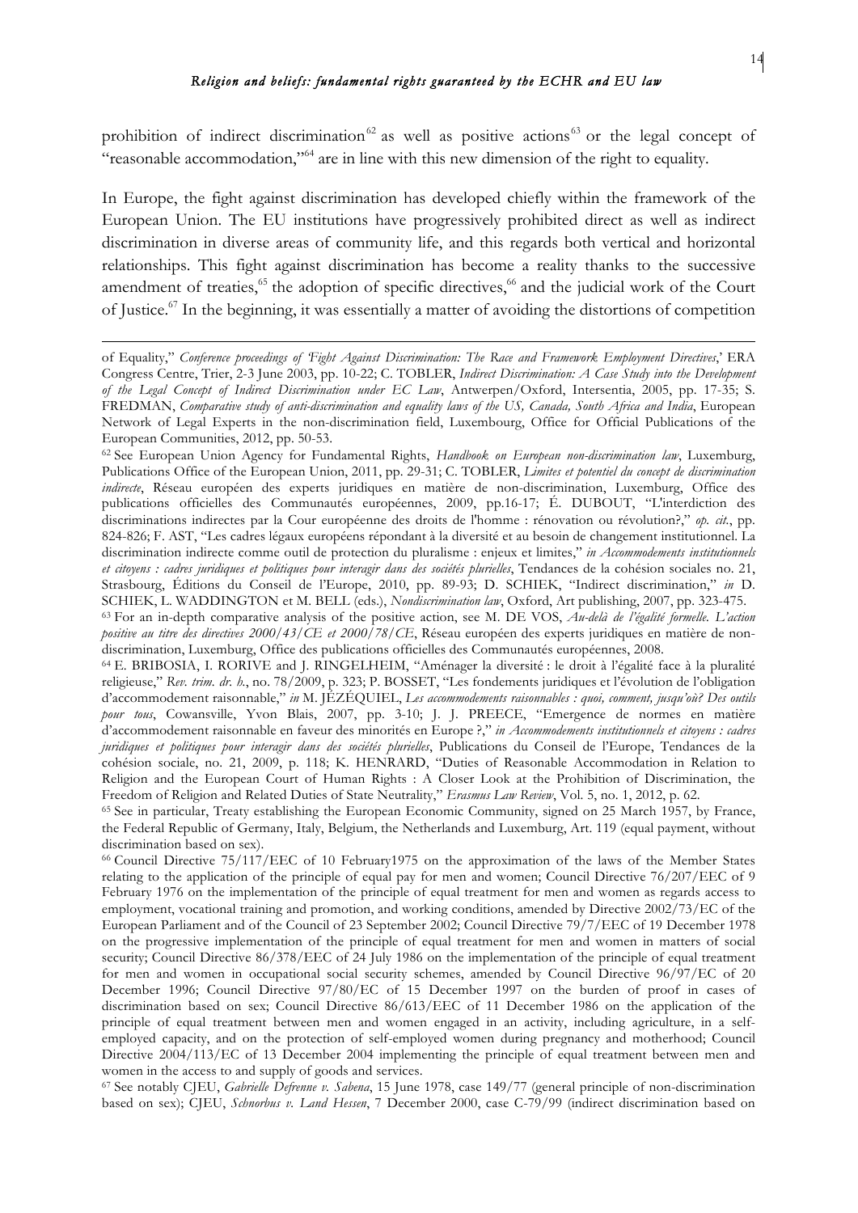prohibition of indirect discrimination[62] as well as positive actions[63] or the legal concept of "reasonable accommodation,"[64] are in line with this new dimension of the right to equality.

In Europe, the fight against discrimination has developed chiefly within the framework of the European Union. The EU institutions have progressively prohibited direct as well as indirect discrimination in diverse areas of community life, and this regards both vertical and horizontal relationships. This fight against discrimination has become a reality thanks to the successive amendment of treaties,[65] the adoption of specific directives,[66] and the judicial work of the Court of Justice.[67] In the beginning, it was essentially a matter of avoiding the distortions of competition

---

of Equality," *Conference proceedings of 'Fight Against Discrimination: The Race and Framework Employment Directives*,' ERA Congress Centre, Trier, 2-3 June 2003, pp. 10-22; C. TOBLER, *Indirect Discrimination: A Case Study into the Development of the Legal Concept of Indirect Discrimination under EC Law*, Antwerpen/Oxford, Intersentia, 2005, pp. 17-35; S. FREDMAN, *Comparative study of anti-discrimination and equality laws of the US, Canada, South Africa and India*, European Network of Legal Experts in the non-discrimination field, Luxembourg, Office for Official Publications of the European Communities, 2012, pp. 50-53.

[62] See European Union Agency for Fundamental Rights, *Handbook on European non-discrimination law*, Luxemburg, Publications Office of the European Union, 2011, pp. 29-31; C. TOBLER, *Limites et potentiel du concept de discrimination indirecte*, Réseau européen des experts juridiques en matière de non-discrimination, Luxemburg, Office des publications officielles des Communautés européennes, 2009, pp.16-17; É. DUBOUT, "L'interdiction des discriminations indirectes par la Cour européenne des droits de l'homme : rénovation ou révolution?," *op. cit.*, pp. 824-826; F. AST, "Les cadres légaux européens répondant à la diversité et au besoin de changement institutionnel. La discrimination indirecte comme outil de protection du pluralisme : enjeux et limites," *in Accommodements institutionnels et citoyens : cadres juridiques et politiques pour interagir dans des sociétés plurielles*, Tendances de la cohésion sociales no. 21, Strasbourg, Éditions du Conseil de l'Europe, 2010, pp. 89-93; D. SCHIEK, "Indirect discrimination," *in* D. SCHIEK, L. WADDINGTON et M. BELL (eds.), *Nondiscrimination law*, Oxford, Art publishing, 2007, pp. 323-475.

[63] For an in-depth comparative analysis of the positive action, see M. DE VOS, *Au-delà de l'égalité formelle. L'action positive au titre des directives 2000/43/CE et 2000/78/CE*, Réseau européen des experts juridiques en matière de non-discrimination, Luxemburg, Office des publications officielles des Communautés européennes, 2008.

[64] E. BRIBOSIA, I. RORIVE and J. RINGELHEIM, "Aménager la diversité : le droit à l'égalité face à la pluralité religieuse," *Rev. trim. dr. h.*, no. 78/2009, p. 323; P. BOSSET, "Les fondements juridiques et l'évolution de l'obligation d'accommodement raisonnable," *in* M. JÉZÉQUIEL, *Les accommodements raisonnables : quoi, comment, jusqu'où? Des outils pour tous*, Cowansville, Yvon Blais, 2007, pp. 3-10; J. J. PREECE, "Emergence de normes en matière d'accommodement raisonnable en faveur des minorités en Europe ?," *in Accommodements institutionnels et citoyens : cadres juridiques et politiques pour interagir dans des sociétés plurielles*, Publications du Conseil de l'Europe, Tendances de la cohésion sociale, no. 21, 2009, p. 118; K. HENRARD, "Duties of Reasonable Accommodation in Relation to Religion and the European Court of Human Rights : A Closer Look at the Prohibition of Discrimination, the Freedom of Religion and Related Duties of State Neutrality," *Erasmus Law Review*, Vol. 5, no. 1, 2012, p. 62.

[65] See in particular, Treaty establishing the European Economic Community, signed on 25 March 1957, by France, the Federal Republic of Germany, Italy, Belgium, the Netherlands and Luxemburg, Art. 119 (equal payment, without discrimination based on sex).

[66] Council Directive 75/117/EEC of 10 February1975 on the approximation of the laws of the Member States relating to the application of the principle of equal pay for men and women; Council Directive 76/207/EEC of 9 February 1976 on the implementation of the principle of equal treatment for men and women as regards access to employment, vocational training and promotion, and working conditions, amended by Directive 2002/73/EC of the European Parliament and of the Council of 23 September 2002; Council Directive 79/7/EEC of 19 December 1978 on the progressive implementation of the principle of equal treatment for men and women in matters of social security; Council Directive 86/378/EEC of 24 July 1986 on the implementation of the principle of equal treatment for men and women in occupational social security schemes, amended by Council Directive 96/97/EC of 20 December 1996; Council Directive 97/80/EC of 15 December 1997 on the burden of proof in cases of discrimination based on sex; Council Directive 86/613/EEC of 11 December 1986 on the application of the principle of equal treatment between men and women engaged in an activity, including agriculture, in a self-employed capacity, and on the protection of self-employed women during pregnancy and motherhood; Council Directive 2004/113/EC of 13 December 2004 implementing the principle of equal treatment between men and women in the access to and supply of goods and services.

[67] See notably CJEU, *Gabrielle Defrenne v. Sabena*, 15 June 1978, case 149/77 (general principle of non-discrimination based on sex); CJEU, *Schnorbus v. Land Hessen*, 7 December 2000, case C-79/99 (indirect discrimination based on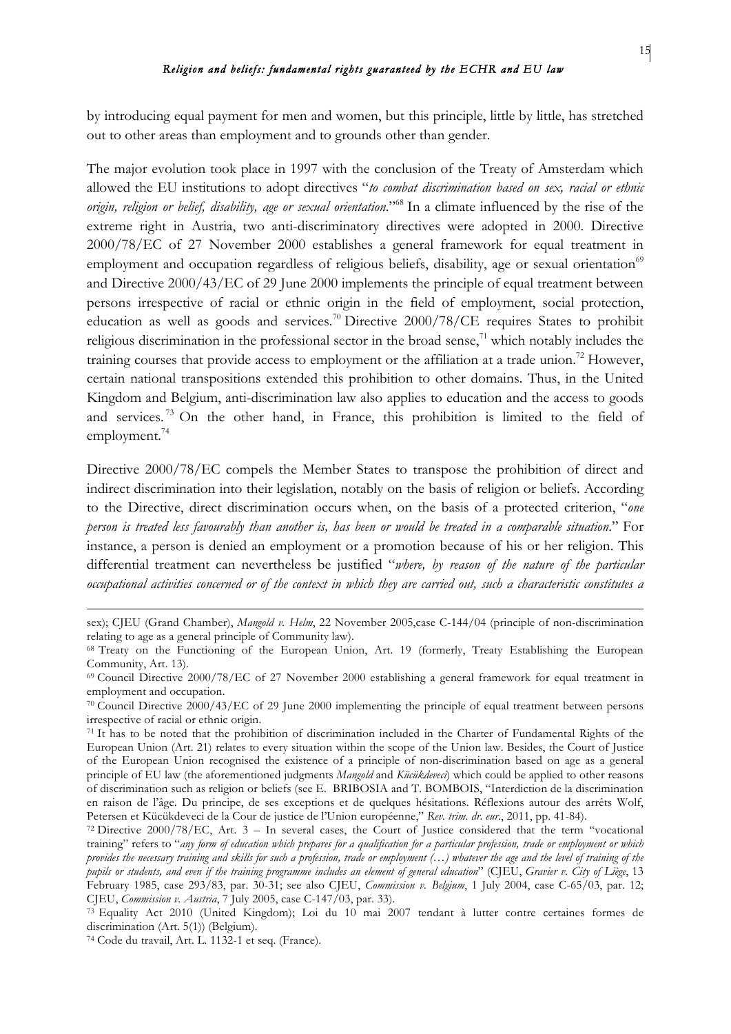by introducing equal payment for men and women, but this principle, little by little, has stretched out to other areas than employment and to grounds other than gender.

The major evolution took place in 1997 with the conclusion of the Treaty of Amsterdam which allowed the EU institutions to adopt directives "*to combat discrimination based on sex, racial or ethnic origin, religion or belief, disability, age or sexual orientation*."[68] In a climate influenced by the rise of the extreme right in Austria, two anti-discriminatory directives were adopted in 2000. Directive 2000/78/EC of 27 November 2000 establishes a general framework for equal treatment in employment and occupation regardless of religious beliefs, disability, age or sexual orientation[69] and Directive 2000/43/EC of 29 June 2000 implements the principle of equal treatment between persons irrespective of racial or ethnic origin in the field of employment, social protection, education as well as goods and services.[70] Directive 2000/78/CE requires States to prohibit religious discrimination in the professional sector in the broad sense,[71] which notably includes the training courses that provide access to employment or the affiliation at a trade union.[72] However, certain national transpositions extended this prohibition to other domains. Thus, in the United Kingdom and Belgium, anti-discrimination law also applies to education and the access to goods and services.[73] On the other hand, in France, this prohibition is limited to the field of employment.[74]

Directive 2000/78/EC compels the Member States to transpose the prohibition of direct and indirect discrimination into their legislation, notably on the basis of religion or beliefs. According to the Directive, direct discrimination occurs when, on the basis of a protected criterion, "*one person is treated less favourably than another is, has been or would be treated in a comparable situation*." For instance, a person is denied an employment or a promotion because of his or her religion. This differential treatment can nevertheless be justified "*where, by reason of the nature of the particular occupational activities concerned or of the context in which they are carried out, such a characteristic constitutes a*

---

sex); CJEU (Grand Chamber), *Mangold v. Helm*, 22 November 2005,case C-144/04 (principle of non-discrimination relating to age as a general principle of Community law).

[68] Treaty on the Functioning of the European Union, Art. 19 (formerly, Treaty Establishing the European Community, Art. 13).

[69] Council Directive 2000/78/EC of 27 November 2000 establishing a general framework for equal treatment in employment and occupation.

[70] Council Directive 2000/43/EC of 29 June 2000 implementing the principle of equal treatment between persons irrespective of racial or ethnic origin.

[71] It has to be noted that the prohibition of discrimination included in the Charter of Fundamental Rights of the European Union (Art. 21) relates to every situation within the scope of the Union law. Besides, the Court of Justice of the European Union recognised the existence of a principle of non-discrimination based on age as a general principle of EU law (the aforementioned judgments *Mangold* and *Kücükdeveci*) which could be applied to other reasons of discrimination such as religion or beliefs (see E. BRIBOSIA and T. BOMBOIS, "Interdiction de la discrimination en raison de l'âge. Du principe, de ses exceptions et de quelques hésitations. Réflexions autour des arrêts Wolf, Petersen et Kücükdeveci de la Cour de justice de l'Union européenne," *Rev. trim. dr. eur.*, 2011, pp. 41-84).

[72] Directive 2000/78/EC, Art. 3 – In several cases, the Court of Justice considered that the term "vocational training" refers to "*any form of education which prepares for a qualification for a particular profession, trade or employment or which provides the necessary training and skills for such a profession, trade or employment (…) whatever the age and the level of training of the pupils or students, and even if the training programme includes an element of general education*" (CJEU, *Gravier v. City of Liège*, 13 February 1985, case 293/83, par. 30-31; see also CJEU, *Commission v. Belgium*, 1 July 2004, case C-65/03, par. 12; CJEU, *Commission v. Austria*, 7 July 2005, case C-147/03, par. 33).

[73] Equality Act 2010 (United Kingdom); Loi du 10 mai 2007 tendant à lutter contre certaines formes de discrimination (Art. 5(1)) (Belgium).

[74] Code du travail, Art. L. 1132-1 et seq. (France).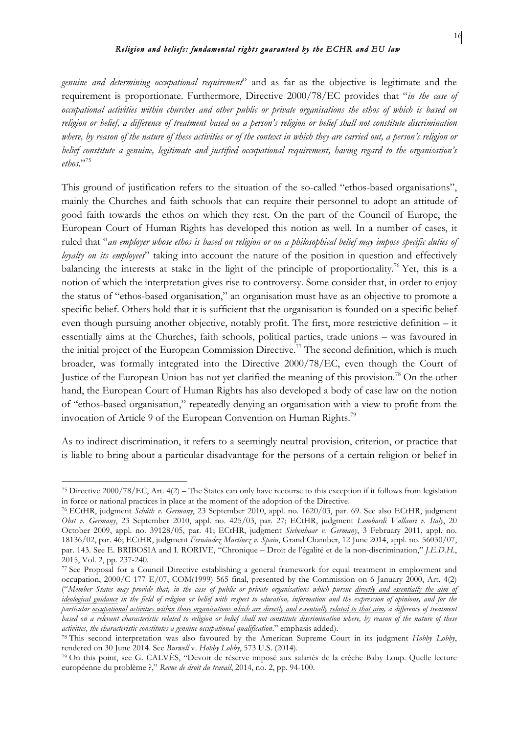*genuine and determining occupational requirement*" and as far as the objective is legitimate and the requirement is proportionate. Furthermore, Directive 2000/78/EC provides that "*in the case of occupational activities within churches and other public or private organisations the ethos of which is based on religion or belief, a difference of treatment based on a person's religion or belief shall not constitute discrimination where, by reason of the nature of these activities or of the context in which they are carried out, a person's religion or belief constitute a genuine, legitimate and justified occupational requirement, having regard to the organisation's ethos.*"[75]

This ground of justification refers to the situation of the so-called "ethos-based organisations", mainly the Churches and faith schools that can require their personnel to adopt an attitude of good faith towards the ethos on which they rest. On the part of the Council of Europe, the European Court of Human Rights has developed this notion as well. In a number of cases, it ruled that "*an employer whose ethos is based on religion or on a philosophical belief may impose specific duties of loyalty on its employees*" taking into account the nature of the position in question and effectively balancing the interests at stake in the light of the principle of proportionality.[76] Yet, this is a notion of which the interpretation gives rise to controversy. Some consider that, in order to enjoy the status of "ethos-based organisation," an organisation must have as an objective to promote a specific belief. Others hold that it is sufficient that the organisation is founded on a specific belief even though pursuing another objective, notably profit. The first, more restrictive definition – it essentially aims at the Churches, faith schools, political parties, trade unions – was favoured in the initial project of the European Commission Directive.[77] The second definition, which is much broader, was formally integrated into the Directive 2000/78/EC, even though the Court of Justice of the European Union has not yet clarified the meaning of this provision.[78] On the other hand, the European Court of Human Rights has also developed a body of case law on the notion of "ethos-based organisation," repeatedly denying an organisation with a view to profit from the invocation of Article 9 of the European Convention on Human Rights.[79]

As to indirect discrimination, it refers to a seemingly neutral provision, criterion, or practice that is liable to bring about a particular disadvantage for the persons of a certain religion or belief in

---

[75] Directive 2000/78/EC, Art. 4(2) – The States can only have recourse to this exception if it follows from legislation in force or national practices in place at the moment of the adoption of the Directive.

[76] ECtHR, judgment *Schüth v. Germany*, 23 September 2010, appl. no. 1620/03, par. 69. See also ECtHR, judgment *Obst v. Germany*, 23 September 2010, appl. no. 425/03, par. 27; ECtHR, judgment *Lombardi Vallauri v. Italy*, 20 October 2009, appl. no. 39128/05, par. 41; ECtHR, judgment *Siebenhaar v. Germany*, 3 February 2011, appl. no. 18136/02, par. 46; ECtHR, judgment *Fernández Martínez v. Spain*, Grand Chamber, 12 June 2014, appl. no. 56030/07, par. 143. See E. BRIBOSIA and I. RORIVE, "Chronique – Droit de l'égalité et de la non-discrimination," *J.E.D.H.*, 2015, Vol. 2, pp. 237-240.

[77] See Proposal for a Council Directive establishing a general framework for equal treatment in employment and occupation, 2000/C 177 E/07, COM(1999) 565 final, presented by the Commission on 6 January 2000, Art. 4(2) ("*Member States may provide that, in the case of public or private organisations which pursue directly and essentially the aim of ideological guidance in the field of religion or belief with respect to education, information and the expression of opinions, and for the particular occupational activities within those organisations which are directly and essentially related to that aim, a difference of treatment based on a relevant characteristic related to religion or belief shall not constitute discrimination where, by reason of the nature of these activities, the characteristic constitutes a genuine occupational qualification.*" emphasis added).

[78] This second interpretation was also favoured by the American Supreme Court in its judgment *Hobby Lobby*, rendered on 30 June 2014. See *Burwell* v. *Hobby Lobby*, 573 U.S. (2014).

[79] On this point, see G. CALVÈS, "Devoir de réserve imposé aux salariés de la crèche Baby Loup. Quelle lecture européenne du problème ?," *Revue de droit du travail*, 2014, no. 2, pp. 94-100.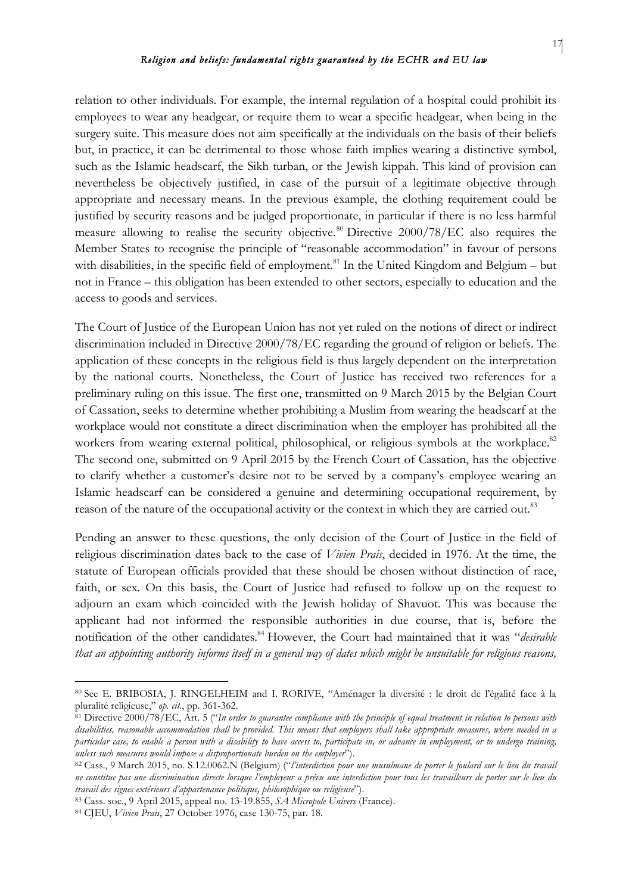relation to other individuals. For example, the internal regulation of a hospital could prohibit its employees to wear any headgear, or require them to wear a specific headgear, when being in the surgery suite. This measure does not aim specifically at the individuals on the basis of their beliefs but, in practice, it can be detrimental to those whose faith implies wearing a distinctive symbol, such as the Islamic headscarf, the Sikh turban, or the Jewish kippah. This kind of provision can nevertheless be objectively justified, in case of the pursuit of a legitimate objective through appropriate and necessary means. In the previous example, the clothing requirement could be justified by security reasons and be judged proportionate, in particular if there is no less harmful measure allowing to realise the security objective.[80] Directive 2000/78/EC also requires the Member States to recognise the principle of "reasonable accommodation" in favour of persons with disabilities, in the specific field of employment.[81] In the United Kingdom and Belgium – but not in France – this obligation has been extended to other sectors, especially to education and the access to goods and services.

The Court of Justice of the European Union has not yet ruled on the notions of direct or indirect discrimination included in Directive 2000/78/EC regarding the ground of religion or beliefs. The application of these concepts in the religious field is thus largely dependent on the interpretation by the national courts. Nonetheless, the Court of Justice has received two references for a preliminary ruling on this issue. The first one, transmitted on 9 March 2015 by the Belgian Court of Cassation, seeks to determine whether prohibiting a Muslim from wearing the headscarf at the workplace would not constitute a direct discrimination when the employer has prohibited all the workers from wearing external political, philosophical, or religious symbols at the workplace.[82] The second one, submitted on 9 April 2015 by the French Court of Cassation, has the objective to clarify whether a customer's desire not to be served by a company's employee wearing an Islamic headscarf can be considered a genuine and determining occupational requirement, by reason of the nature of the occupational activity or the context in which they are carried out.[83]

Pending an answer to these questions, the only decision of the Court of Justice in the field of religious discrimination dates back to the case of *Vivien Prais*, decided in 1976. At the time, the statute of European officials provided that these should be chosen without distinction of race, faith, or sex. On this basis, the Court of Justice had refused to follow up on the request to adjourn an exam which coincided with the Jewish holiday of Shavuot. This was because the applicant had not informed the responsible authorities in due course, that is, before the notification of the other candidates.[84] However, the Court had maintained that it was "*desirable that an appointing authority informs itself in a general way of dates which might be unsuitable for religious reasons,*

---

[80] See E. BRIBOSIA, J. RINGELHEIM and I. RORIVE, "Aménager la diversité : le droit de l'égalité face à la pluralité religieuse," *op. cit.*, pp. 361-362.

[81] Directive 2000/78/EC, Art. 5 ("*In order to guarantee compliance with the principle of equal treatment in relation to persons with disabilities, reasonable accommodation shall be provided. This means that employers shall take appropriate measures, where needed in a particular case, to enable a person with a disability to have access to, participate in, or advance in employment, or to undergo training, unless such measures would impose a disproportionate burden on the employer*").

[82] Cass., 9 March 2015, no. S.12.0062.N (Belgium) ("*l'interdiction pour une musulmane de porter le foulard sur le lieu du travail ne constitue pas une discrimination directe lorsque l'employeur a prévu une interdiction pour tous les travailleurs de porter sur le lieu du travail des signes extérieurs d'appartenance politique, philosophique ou religieuse*").

[83] Cass. soc., 9 April 2015, appeal no. 13-19.855, *SA Micropole Univers* (France).

[84] CJEU, *Vivien Prais*, 27 October 1976, case 130-75, par. 18.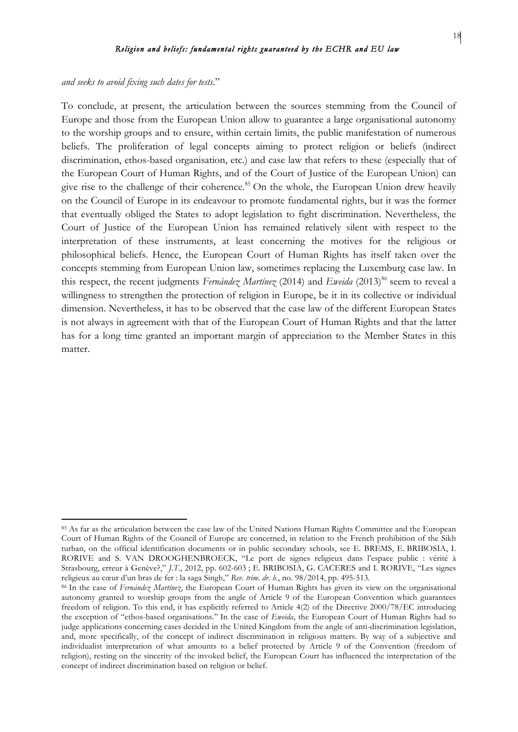*and seeks to avoid fixing such dates for tests.*"

To conclude, at present, the articulation between the sources stemming from the Council of Europe and those from the European Union allow to guarantee a large organisational autonomy to the worship groups and to ensure, within certain limits, the public manifestation of numerous beliefs. The proliferation of legal concepts aiming to protect religion or beliefs (indirect discrimination, ethos-based organisation, etc.) and case law that refers to these (especially that of the European Court of Human Rights, and of the Court of Justice of the European Union) can give rise to the challenge of their coherence.[85] On the whole, the European Union drew heavily on the Council of Europe in its endeavour to promote fundamental rights, but it was the former that eventually obliged the States to adopt legislation to fight discrimination. Nevertheless, the Court of Justice of the European Union has remained relatively silent with respect to the interpretation of these instruments, at least concerning the motives for the religious or philosophical beliefs. Hence, the European Court of Human Rights has itself taken over the concepts stemming from European Union law, sometimes replacing the Luxemburg case law. In this respect, the recent judgments *Fernández Martínez* (2014) and *Eweida* (2013)[86] seem to reveal a willingness to strengthen the protection of religion in Europe, be it in its collective or individual dimension. Nevertheless, it has to be observed that the case law of the different European States is not always in agreement with that of the European Court of Human Rights and that the latter has for a long time granted an important margin of appreciation to the Member States in this matter.

---

[85] As far as the articulation between the case law of the United Nations Human Rights Committee and the European Court of Human Rights of the Council of Europe are concerned, in relation to the French prohibition of the Sikh turban, on the official identification documents or in public secondary schools, see E. BREMS, E. BRIBOSIA, I. RORIVE and S. VAN DROOGHENBROECK, "Le port de signes religieux dans l'espace public : vérité à Strasbourg, erreur à Genève?," *J.T.*, 2012, pp. 602-603 ; E. BRIBOSIA, G. CACERES and I. RORIVE, "Les signes religieux au cœur d'un bras de fer : la saga Singh," *Rev. trim. dr. h.*, no. 98/2014, pp. 495-513.

[86] In the case of *Fernández Martínez*, the European Court of Human Rights has given its view on the organisational autonomy granted to worship groups from the angle of Article 9 of the European Convention which guarantees freedom of religion. To this end, it has explicitly referred to Article 4(2) of the Directive 2000/78/EC introducing the exception of "ethos-based organisations." In the case of *Eweida*, the European Court of Human Rights had to judge applications concerning cases decided in the United Kingdom from the angle of anti-discrimination legislation, and, more specifically, of the concept of indirect discrimination in religious matters. By way of a subjective and individualist interpretation of what amounts to a belief protected by Article 9 of the Convention (freedom of religion), resting on the sincerity of the invoked belief, the European Court has influenced the interpretation of the concept of indirect discrimination based on religion or belief.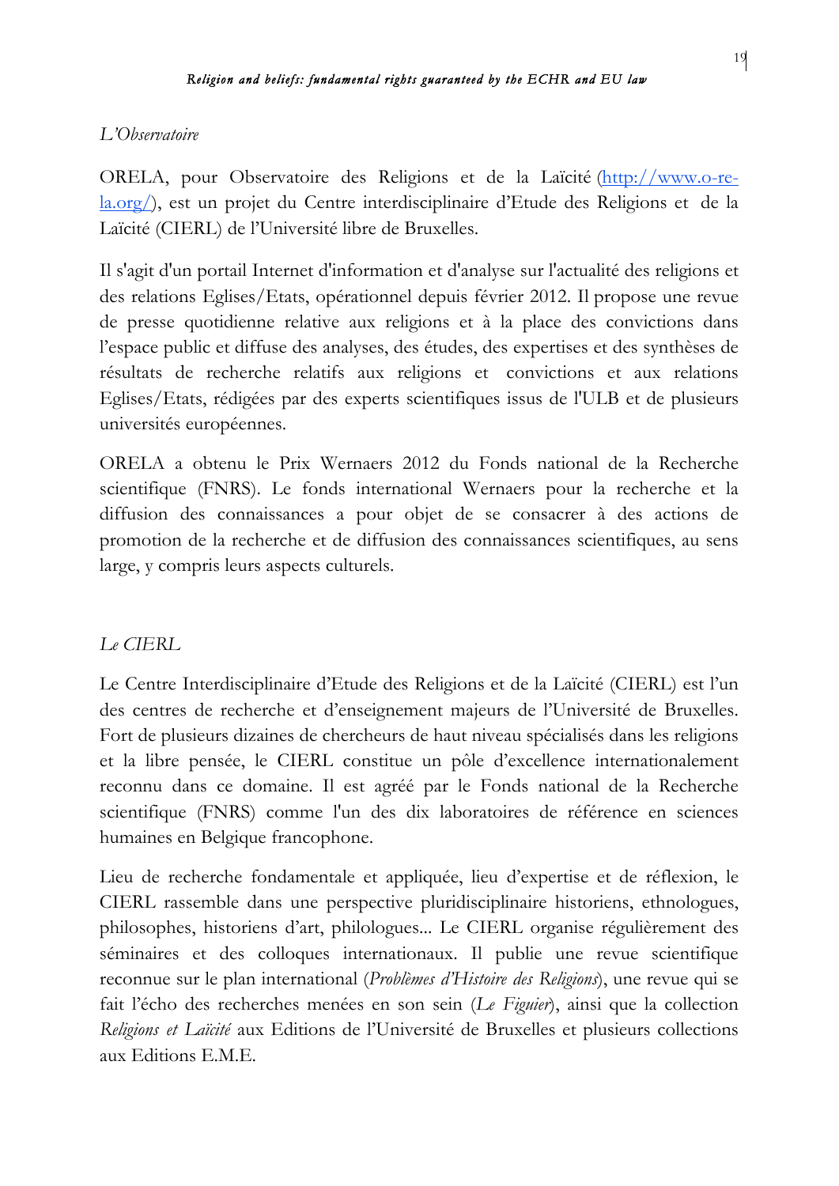*L'Observatoire*

ORELA, pour Observatoire des Religions et de la Laïcité (http://www.o-re-la.org/), est un projet du Centre interdisciplinaire d'Etude des Religions et de la Laïcité (CIERL) de l'Université libre de Bruxelles.

Il s'agit d'un portail Internet d'information et d'analyse sur l'actualité des religions et des relations Eglises/Etats, opérationnel depuis février 2012. Il propose une revue de presse quotidienne relative aux religions et à la place des convictions dans l'espace public et diffuse des analyses, des études, des expertises et des synthèses de résultats de recherche relatifs aux religions et convictions et aux relations Eglises/Etats, rédigées par des experts scientifiques issus de l'ULB et de plusieurs universités européennes.

ORELA a obtenu le Prix Wernaers 2012 du Fonds national de la Recherche scientifique (FNRS). Le fonds international Wernaers pour la recherche et la diffusion des connaissances a pour objet de se consacrer à des actions de promotion de la recherche et de diffusion des connaissances scientifiques, au sens large, y compris leurs aspects culturels.

*Le CIERL*

Le Centre Interdisciplinaire d'Etude des Religions et de la Laïcité (CIERL) est l'un des centres de recherche et d'enseignement majeurs de l'Université de Bruxelles. Fort de plusieurs dizaines de chercheurs de haut niveau spécialisés dans les religions et la libre pensée, le CIERL constitue un pôle d'excellence internationalement reconnu dans ce domaine. Il est agréé par le Fonds national de la Recherche scientifique (FNRS) comme l'un des dix laboratoires de référence en sciences humaines en Belgique francophone.

Lieu de recherche fondamentale et appliquée, lieu d'expertise et de réflexion, le CIERL rassemble dans une perspective pluridisciplinaire historiens, ethnologues, philosophes, historiens d'art, philologues... Le CIERL organise régulièrement des séminaires et des colloques internationaux. Il publie une revue scientifique reconnue sur le plan international (*Problèmes d'Histoire des Religions*), une revue qui se fait l'écho des recherches menées en son sein (*Le Figuier*), ainsi que la collection *Religions et Laïcité* aux Editions de l'Université de Bruxelles et plusieurs collections aux Editions E.M.E.